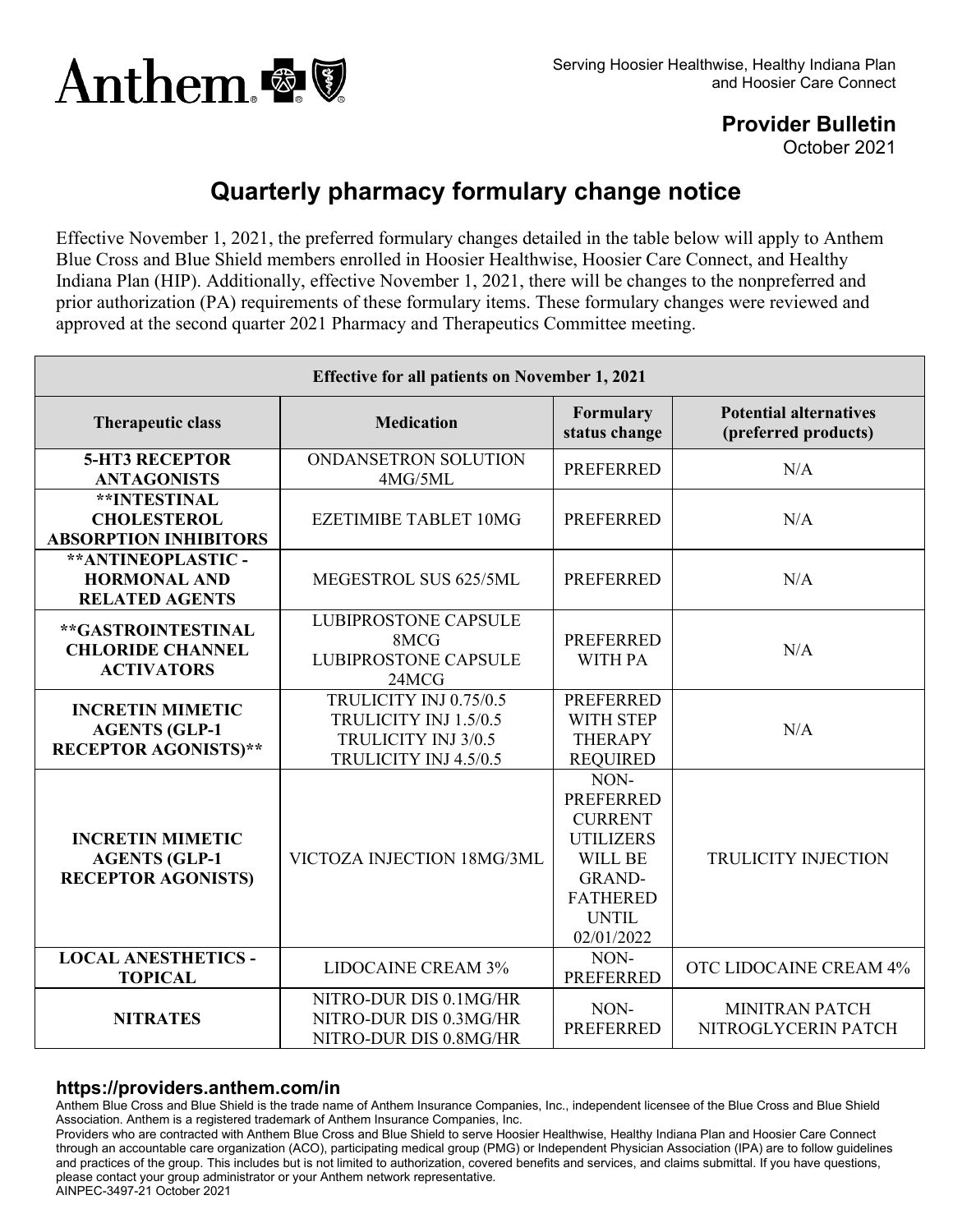Serving Hoosier Healthwise, Healthy Indiana Plan and Hoosier Care Connect

**Provider Bulletin**
October 2021

# Quarterly pharmacy formulary change notice

Effective November 1, 2021, the preferred formulary changes detailed in the table below will apply to Anthem Blue Cross and Blue Shield members enrolled in Hoosier Healthwise, Hoosier Care Connect, and Healthy Indiana Plan (HIP). Additionally, effective November 1, 2021, there will be changes to the nonpreferred and prior authorization (PA) requirements of these formulary items. These formulary changes were reviewed and approved at the second quarter 2021 Pharmacy and Therapeutics Committee meeting.

| Effective for all patients on November 1, 2021 | | | |
|---|---|---|---|
| **Therapeutic class** | **Medication** | **Formulary status change** | **Potential alternatives (preferred products)** |
| **5-HT3 RECEPTOR ANTAGONISTS** | ONDANSETRON SOLUTION 4MG/5ML | PREFERRED | N/A |
| **\*\*INTESTINAL CHOLESTEROL ABSORPTION INHIBITORS** | EZETIMIBE TABLET 10MG | PREFERRED | N/A |
| **\*\*ANTINEOPLASTIC - HORMONAL AND RELATED AGENTS** | MEGESTROL SUS 625/5ML | PREFERRED | N/A |
| **\*\*GASTROINTESTINAL CHLORIDE CHANNEL ACTIVATORS** | LUBIPROSTONE CAPSULE 8MCG<br>LUBIPROSTONE CAPSULE 24MCG | PREFERRED WITH PA | N/A |
| **INCRETIN MIMETIC AGENTS (GLP-1 RECEPTOR AGONISTS)\*\*** | TRULICITY INJ 0.75/0.5<br>TRULICITY INJ 1.5/0.5<br>TRULICITY INJ 3/0.5<br>TRULICITY INJ 4.5/0.5 | PREFERRED WITH STEP THERAPY REQUIRED | N/A |
| **INCRETIN MIMETIC AGENTS (GLP-1 RECEPTOR AGONISTS)** | VICTOZA INJECTION 18MG/3ML | NON-PREFERRED CURRENT UTILIZERS WILL BE GRAND-FATHERED UNTIL 02/01/2022 | TRULICITY INJECTION |
| **LOCAL ANESTHETICS - TOPICAL** | LIDOCAINE CREAM 3% | NON-PREFERRED | OTC LIDOCAINE CREAM 4% |
| **NITRATES** | NITRO-DUR DIS 0.1MG/HR<br>NITRO-DUR DIS 0.3MG/HR<br>NITRO-DUR DIS 0.8MG/HR | NON-PREFERRED | MINITRAN PATCH<br>NITROGLYCERIN PATCH |

**https://providers.anthem.com/in**

Anthem Blue Cross and Blue Shield is the trade name of Anthem Insurance Companies, Inc., independent licensee of the Blue Cross and Blue Shield Association. Anthem is a registered trademark of Anthem Insurance Companies, Inc.

Providers who are contracted with Anthem Blue Cross and Blue Shield to serve Hoosier Healthwise, Healthy Indiana Plan and Hoosier Care Connect through an accountable care organization (ACO), participating medical group (PMG) or Independent Physician Association (IPA) are to follow guidelines and practices of the group. This includes but is not limited to authorization, covered benefits and services, and claims submittal. If you have questions, please contact your group administrator or your Anthem network representative.

AINPEC-3497-21 October 2021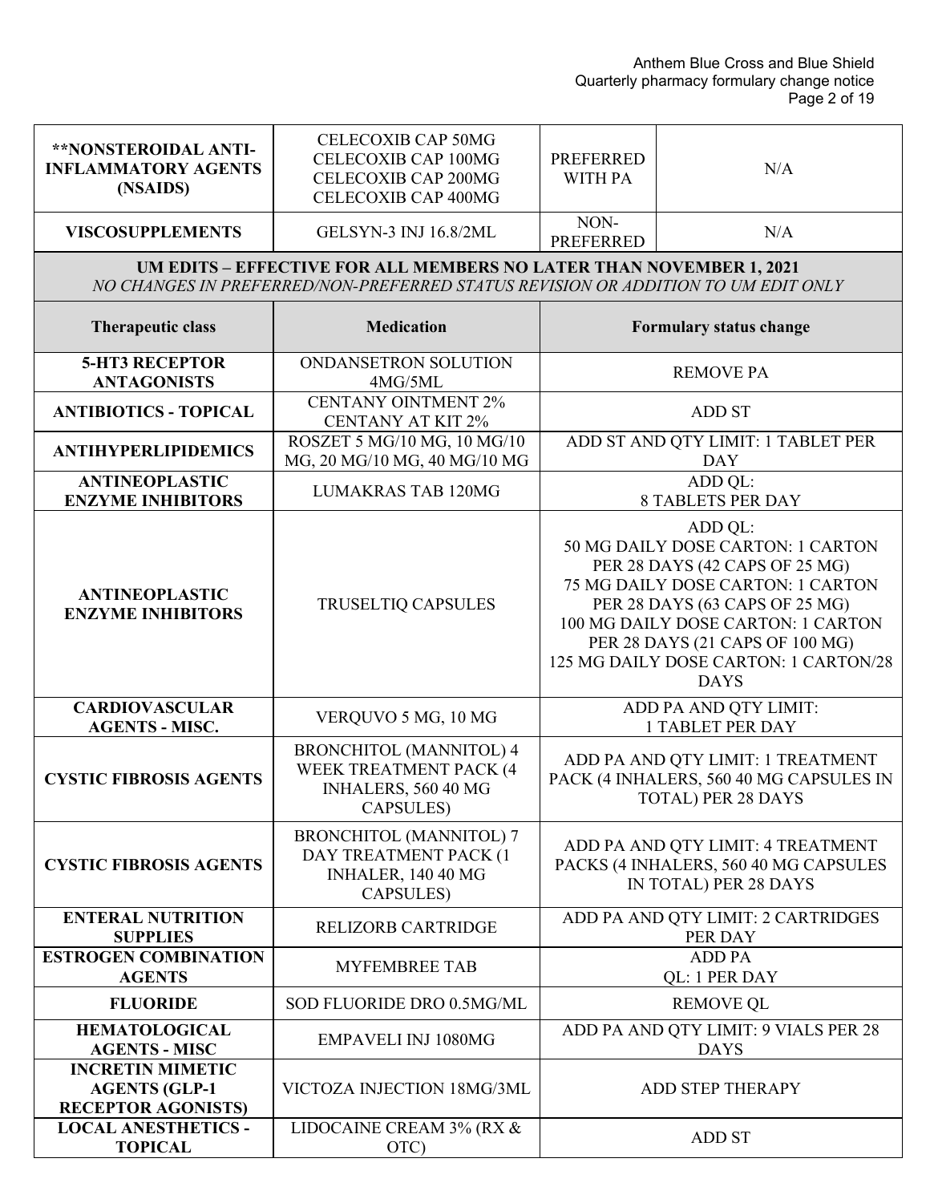| **NONSTEROIDAL ANTI-INFLAMMATORY AGENTS (NSAIDS)** | CELECOXIB CAP 50MG<br>CELECOXIB CAP 100MG<br>CELECOXIB CAP 200MG<br>CELECOXIB CAP 400MG | PREFERRED WITH PA | N/A |
|---|---|---|---|
| **VISCOSUPPLEMENTS** | GELSYN-3 INJ 16.8/2ML | NON-PREFERRED | N/A |

**UM EDITS – EFFECTIVE FOR ALL MEMBERS NO LATER THAN NOVEMBER 1, 2021**
*NO CHANGES IN PREFERRED/NON-PREFERRED STATUS REVISION OR ADDITION TO UM EDIT ONLY*

| Therapeutic class | Medication | Formulary status change |
|---|---|---|
| **5-HT3 RECEPTOR ANTAGONISTS** | ONDANSETRON SOLUTION 4MG/5ML | REMOVE PA |
| **ANTIBIOTICS - TOPICAL** | CENTANY OINTMENT 2%<br>CENTANY AT KIT 2% | ADD ST |
| **ANTIHYPERLIPIDEMICS** | ROSZET 5 MG/10 MG, 10 MG/10 MG, 20 MG/10 MG, 40 MG/10 MG | ADD ST AND QTY LIMIT: 1 TABLET PER DAY |
| **ANTINEOPLASTIC ENZYME INHIBITORS** | LUMAKRAS TAB 120MG | ADD QL:<br>8 TABLETS PER DAY |
| **ANTINEOPLASTIC ENZYME INHIBITORS** | TRUSELTIQ CAPSULES | ADD QL:<br>50 MG DAILY DOSE CARTON: 1 CARTON PER 28 DAYS (42 CAPS OF 25 MG)<br>75 MG DAILY DOSE CARTON: 1 CARTON PER 28 DAYS (63 CAPS OF 25 MG)<br>100 MG DAILY DOSE CARTON: 1 CARTON PER 28 DAYS (21 CAPS OF 100 MG)<br>125 MG DAILY DOSE CARTON: 1 CARTON/28 DAYS |
| **CARDIOVASCULAR AGENTS - MISC.** | VERQUVO 5 MG, 10 MG | ADD PA AND QTY LIMIT:<br>1 TABLET PER DAY |
| **CYSTIC FIBROSIS AGENTS** | BRONCHITOL (MANNITOL) 4 WEEK TREATMENT PACK (4 INHALERS, 560 40 MG CAPSULES) | ADD PA AND QTY LIMIT: 1 TREATMENT PACK (4 INHALERS, 560 40 MG CAPSULES IN TOTAL) PER 28 DAYS |
| **CYSTIC FIBROSIS AGENTS** | BRONCHITOL (MANNITOL) 7 DAY TREATMENT PACK (1 INHALER, 140 40 MG CAPSULES) | ADD PA AND QTY LIMIT: 4 TREATMENT PACKS (4 INHALERS, 560 40 MG CAPSULES IN TOTAL) PER 28 DAYS |
| **ENTERAL NUTRITION SUPPLIES** | RELIZORB CARTRIDGE | ADD PA AND QTY LIMIT: 2 CARTRIDGES PER DAY |
| **ESTROGEN COMBINATION AGENTS** | MYFEMBREE TAB | ADD PA<br>QL: 1 PER DAY |
| **FLUORIDE** | SOD FLUORIDE DRO 0.5MG/ML | REMOVE QL |
| **HEMATOLOGICAL AGENTS - MISC** | EMPAVELI INJ 1080MG | ADD PA AND QTY LIMIT: 9 VIALS PER 28 DAYS |
| **INCRETIN MIMETIC AGENTS (GLP-1 RECEPTOR AGONISTS)** | VICTOZA INJECTION 18MG/3ML | ADD STEP THERAPY |
| **LOCAL ANESTHETICS - TOPICAL** | LIDOCAINE CREAM 3% (RX & OTC) | ADD ST |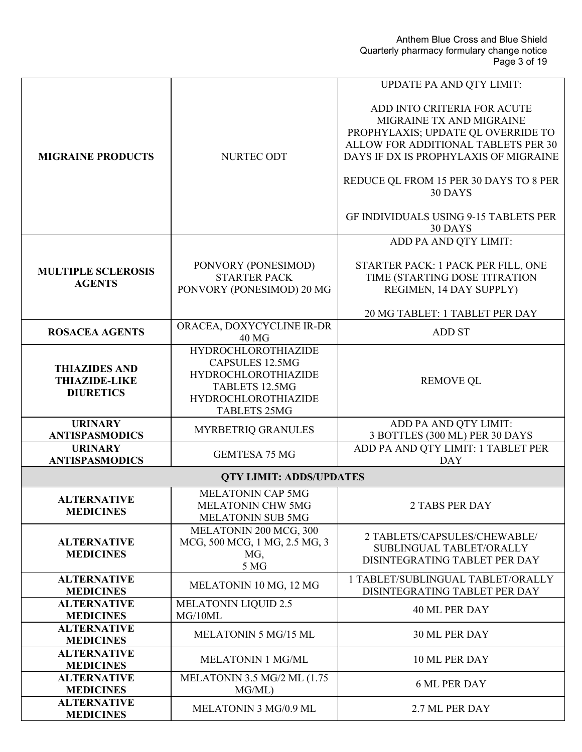| | | |
|---|---|---|
| **MIGRAINE PRODUCTS** | NURTEC ODT | UPDATE PA AND QTY LIMIT:<br><br>ADD INTO CRITERIA FOR ACUTE MIGRAINE TX AND MIGRAINE PROPHYLAXIS; UPDATE QL OVERRIDE TO ALLOW FOR ADDITIONAL TABLETS PER 30 DAYS IF DX IS PROPHYLAXIS OF MIGRAINE<br><br>REDUCE QL FROM 15 PER 30 DAYS TO 8 PER 30 DAYS<br><br>GF INDIVIDUALS USING 9-15 TABLETS PER 30 DAYS |
| **MULTIPLE SCLEROSIS AGENTS** | PONVORY (PONESIMOD) STARTER PACK<br>PONVORY (PONESIMOD) 20 MG | ADD PA AND QTY LIMIT:<br><br>STARTER PACK: 1 PACK PER FILL, ONE TIME (STARTING DOSE TITRATION REGIMEN, 14 DAY SUPPLY)<br><br>20 MG TABLET: 1 TABLET PER DAY |
| **ROSACEA AGENTS** | ORACEA, DOXYCYCLINE IR-DR 40 MG | ADD ST |
| **THIAZIDES AND THIAZIDE-LIKE DIURETICS** | HYDROCHLOROTHIAZIDE CAPSULES 12.5MG<br>HYDROCHLOROTHIAZIDE TABLETS 12.5MG<br>HYDROCHLOROTHIAZIDE TABLETS 25MG | REMOVE QL |
| **URINARY ANTISPASMODICS** | MYRBETRIQ GRANULES | ADD PA AND QTY LIMIT:<br>3 BOTTLES (300 ML) PER 30 DAYS |
| **URINARY ANTISPASMODICS** | GEMTESA 75 MG | ADD PA AND QTY LIMIT: 1 TABLET PER DAY |
| **QTY LIMIT: ADDS/UPDATES** | | |
| **ALTERNATIVE MEDICINES** | MELATONIN CAP 5MG<br>MELATONIN CHW 5MG<br>MELATONIN SUB 5MG | 2 TABS PER DAY |
| **ALTERNATIVE MEDICINES** | MELATONIN 200 MCG, 300 MCG, 500 MCG, 1 MG, 2.5 MG, 3 MG,<br>5 MG | 2 TABLETS/CAPSULES/CHEWABLE/ SUBLINGUAL TABLET/ORALLY DISINTEGRATING TABLET PER DAY |
| **ALTERNATIVE MEDICINES** | MELATONIN 10 MG, 12 MG | 1 TABLET/SUBLINGUAL TABLET/ORALLY DISINTEGRATING TABLET PER DAY |
| **ALTERNATIVE MEDICINES** | MELATONIN LIQUID 2.5 MG/10ML | 40 ML PER DAY |
| **ALTERNATIVE MEDICINES** | MELATONIN 5 MG/15 ML | 30 ML PER DAY |
| **ALTERNATIVE MEDICINES** | MELATONIN 1 MG/ML | 10 ML PER DAY |
| **ALTERNATIVE MEDICINES** | MELATONIN 3.5 MG/2 ML (1.75 MG/ML) | 6 ML PER DAY |
| **ALTERNATIVE MEDICINES** | MELATONIN 3 MG/0.9 ML | 2.7 ML PER DAY |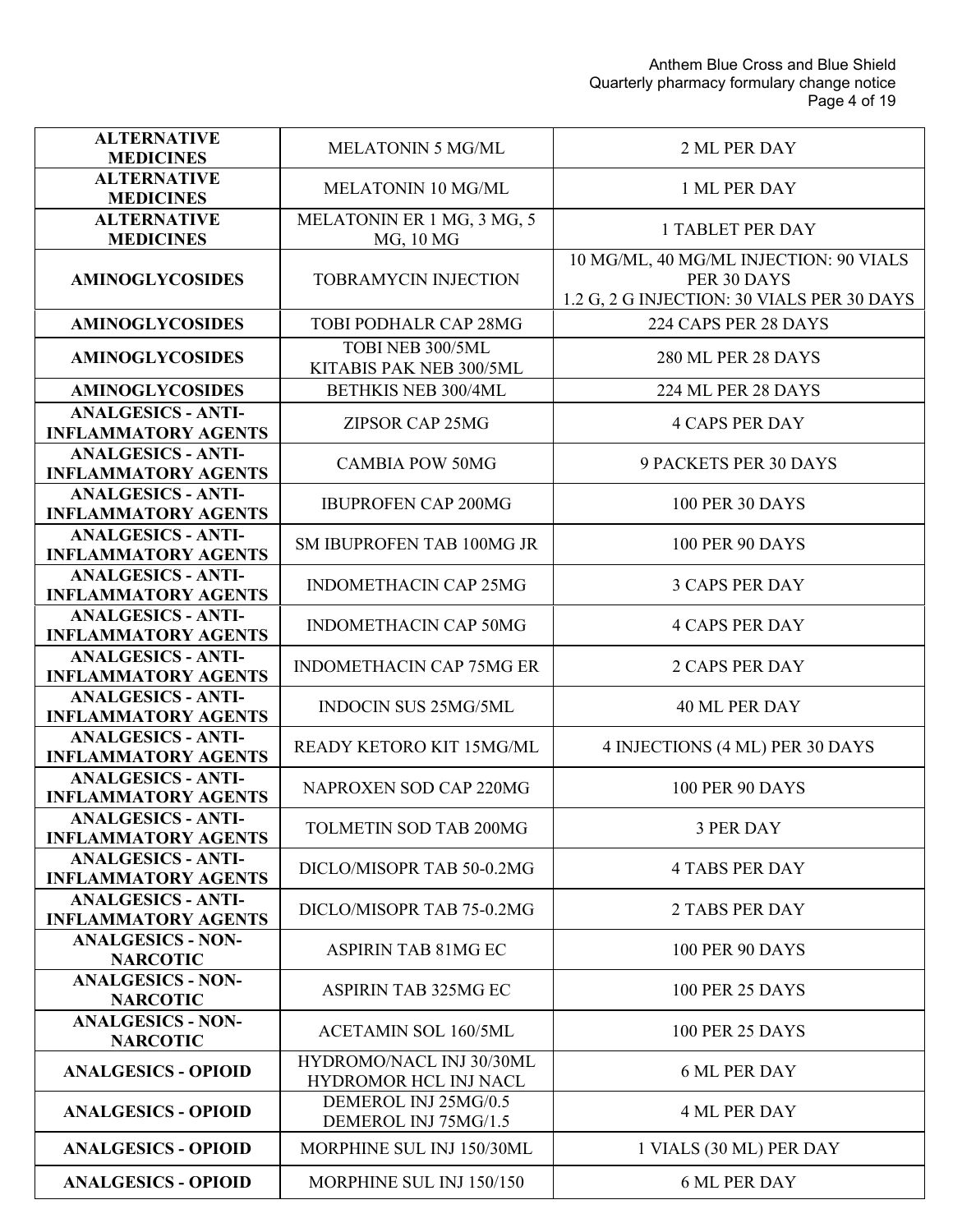| | | |
|---|---|---|
| **ALTERNATIVE MEDICINES** | MELATONIN 5 MG/ML | 2 ML PER DAY |
| **ALTERNATIVE MEDICINES** | MELATONIN 10 MG/ML | 1 ML PER DAY |
| **ALTERNATIVE MEDICINES** | MELATONIN ER 1 MG, 3 MG, 5 MG, 10 MG | 1 TABLET PER DAY |
| **AMINOGLYCOSIDES** | TOBRAMYCIN INJECTION | 10 MG/ML, 40 MG/ML INJECTION: 90 VIALS PER 30 DAYS<br>1.2 G, 2 G INJECTION: 30 VIALS PER 30 DAYS |
| **AMINOGLYCOSIDES** | TOBI PODHALR CAP 28MG | 224 CAPS PER 28 DAYS |
| **AMINOGLYCOSIDES** | TOBI NEB 300/5ML<br>KITABIS PAK NEB 300/5ML | 280 ML PER 28 DAYS |
| **AMINOGLYCOSIDES** | BETHKIS NEB 300/4ML | 224 ML PER 28 DAYS |
| **ANALGESICS - ANTI-INFLAMMATORY AGENTS** | ZIPSOR CAP 25MG | 4 CAPS PER DAY |
| **ANALGESICS - ANTI-INFLAMMATORY AGENTS** | CAMBIA POW 50MG | 9 PACKETS PER 30 DAYS |
| **ANALGESICS - ANTI-INFLAMMATORY AGENTS** | IBUPROFEN CAP 200MG | 100 PER 30 DAYS |
| **ANALGESICS - ANTI-INFLAMMATORY AGENTS** | SM IBUPROFEN TAB 100MG JR | 100 PER 90 DAYS |
| **ANALGESICS - ANTI-INFLAMMATORY AGENTS** | INDOMETHACIN CAP 25MG | 3 CAPS PER DAY |
| **ANALGESICS - ANTI-INFLAMMATORY AGENTS** | INDOMETHACIN CAP 50MG | 4 CAPS PER DAY |
| **ANALGESICS - ANTI-INFLAMMATORY AGENTS** | INDOMETHACIN CAP 75MG ER | 2 CAPS PER DAY |
| **ANALGESICS - ANTI-INFLAMMATORY AGENTS** | INDOCIN SUS 25MG/5ML | 40 ML PER DAY |
| **ANALGESICS - ANTI-INFLAMMATORY AGENTS** | READY KETORO KIT 15MG/ML | 4 INJECTIONS (4 ML) PER 30 DAYS |
| **ANALGESICS - ANTI-INFLAMMATORY AGENTS** | NAPROXEN SOD CAP 220MG | 100 PER 90 DAYS |
| **ANALGESICS - ANTI-INFLAMMATORY AGENTS** | TOLMETIN SOD TAB 200MG | 3 PER DAY |
| **ANALGESICS - ANTI-INFLAMMATORY AGENTS** | DICLO/MISOPR TAB 50-0.2MG | 4 TABS PER DAY |
| **ANALGESICS - ANTI-INFLAMMATORY AGENTS** | DICLO/MISOPR TAB 75-0.2MG | 2 TABS PER DAY |
| **ANALGESICS - NON-NARCOTIC** | ASPIRIN TAB 81MG EC | 100 PER 90 DAYS |
| **ANALGESICS - NON-NARCOTIC** | ASPIRIN TAB 325MG EC | 100 PER 25 DAYS |
| **ANALGESICS - NON-NARCOTIC** | ACETAMIN SOL 160/5ML | 100 PER 25 DAYS |
| **ANALGESICS - OPIOID** | HYDROMO/NACL INJ 30/30ML<br>HYDROMOR HCL INJ NACL | 6 ML PER DAY |
| **ANALGESICS - OPIOID** | DEMEROL INJ 25MG/0.5<br>DEMEROL INJ 75MG/1.5 | 4 ML PER DAY |
| **ANALGESICS - OPIOID** | MORPHINE SUL INJ 150/30ML | 1 VIALS (30 ML) PER DAY |
| **ANALGESICS - OPIOID** | MORPHINE SUL INJ 150/150 | 6 ML PER DAY |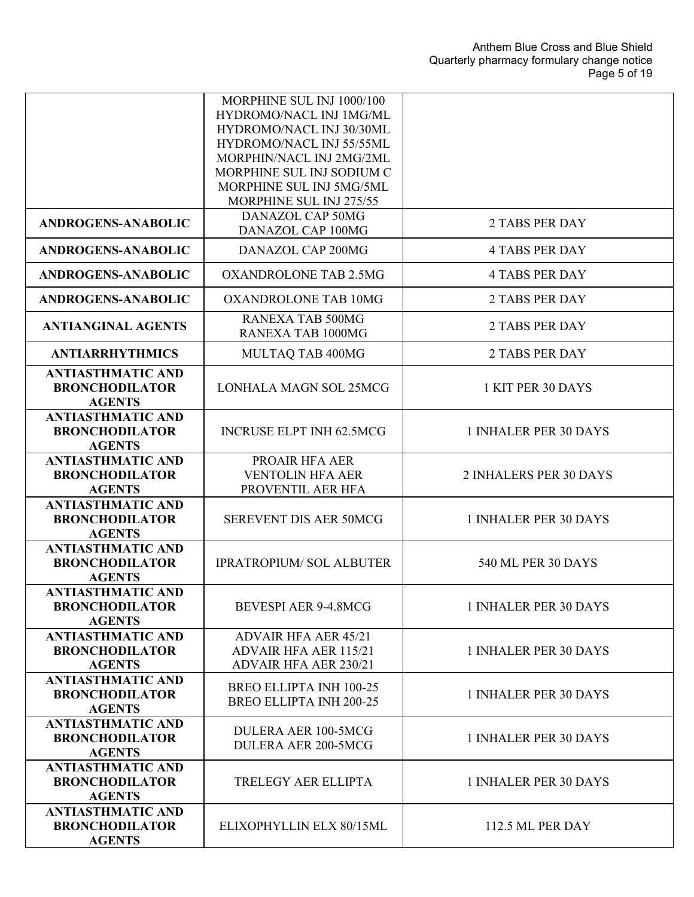| | | |
|---|---|---|
| | MORPHINE SUL INJ 1000/100<br>HYDROMO/NACL INJ 1MG/ML<br>HYDROMO/NACL INJ 30/30ML<br>HYDROMO/NACL INJ 55/55ML<br>MORPHIN/NACL INJ 2MG/2ML<br>MORPHINE SUL INJ SODIUM C<br>MORPHINE SUL INJ 5MG/5ML<br>MORPHINE SUL INJ 275/55 | |
| **ANDROGENS-ANABOLIC** | DANAZOL CAP 50MG<br>DANAZOL CAP 100MG | 2 TABS PER DAY |
| **ANDROGENS-ANABOLIC** | DANAZOL CAP 200MG | 4 TABS PER DAY |
| **ANDROGENS-ANABOLIC** | OXANDROLONE TAB 2.5MG | 4 TABS PER DAY |
| **ANDROGENS-ANABOLIC** | OXANDROLONE TAB 10MG | 2 TABS PER DAY |
| **ANTIANGINAL AGENTS** | RANEXA TAB 500MG<br>RANEXA TAB 1000MG | 2 TABS PER DAY |
| **ANTIARRHYTHMICS** | MULTAQ TAB 400MG | 2 TABS PER DAY |
| **ANTIASTHMATIC AND BRONCHODILATOR AGENTS** | LONHALA MAGN SOL 25MCG | 1 KIT PER 30 DAYS |
| **ANTIASTHMATIC AND BRONCHODILATOR AGENTS** | INCRUSE ELPT INH 62.5MCG | 1 INHALER PER 30 DAYS |
| **ANTIASTHMATIC AND BRONCHODILATOR AGENTS** | PROAIR HFA AER<br>VENTOLIN HFA AER<br>PROVENTIL AER HFA | 2 INHALERS PER 30 DAYS |
| **ANTIASTHMATIC AND BRONCHODILATOR AGENTS** | SEREVENT DIS AER 50MCG | 1 INHALER PER 30 DAYS |
| **ANTIASTHMATIC AND BRONCHODILATOR AGENTS** | IPRATROPIUM/ SOL ALBUTER | 540 ML PER 30 DAYS |
| **ANTIASTHMATIC AND BRONCHODILATOR AGENTS** | BEVESPI AER 9-4.8MCG | 1 INHALER PER 30 DAYS |
| **ANTIASTHMATIC AND BRONCHODILATOR AGENTS** | ADVAIR HFA AER 45/21<br>ADVAIR HFA AER 115/21<br>ADVAIR HFA AER 230/21 | 1 INHALER PER 30 DAYS |
| **ANTIASTHMATIC AND BRONCHODILATOR AGENTS** | BREO ELLIPTA INH 100-25<br>BREO ELLIPTA INH 200-25 | 1 INHALER PER 30 DAYS |
| **ANTIASTHMATIC AND BRONCHODILATOR AGENTS** | DULERA AER 100-5MCG<br>DULERA AER 200-5MCG | 1 INHALER PER 30 DAYS |
| **ANTIASTHMATIC AND BRONCHODILATOR AGENTS** | TRELEGY AER ELLIPTA | 1 INHALER PER 30 DAYS |
| **ANTIASTHMATIC AND BRONCHODILATOR AGENTS** | ELIXOPHYLLIN ELX 80/15ML | 112.5 ML PER DAY |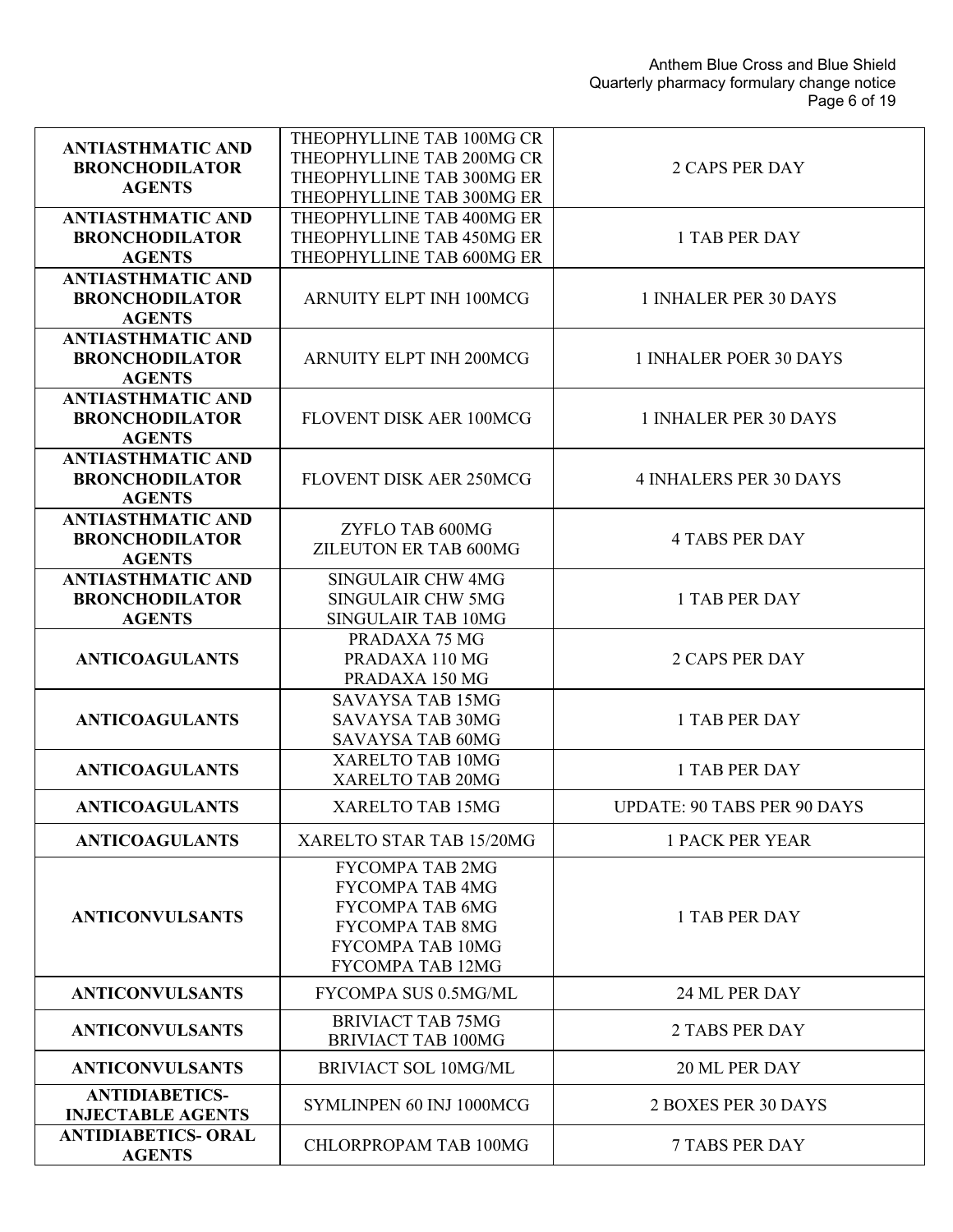| ANTIASTHMATIC AND BRONCHODILATOR AGENTS | THEOPHYLLINE TAB 100MG CR<br>THEOPHYLLINE TAB 200MG CR<br>THEOPHYLLINE TAB 300MG ER<br>THEOPHYLLINE TAB 300MG ER | 2 CAPS PER DAY |
|---|---|---|
| ANTIASTHMATIC AND BRONCHODILATOR AGENTS | THEOPHYLLINE TAB 400MG ER<br>THEOPHYLLINE TAB 450MG ER<br>THEOPHYLLINE TAB 600MG ER | 1 TAB PER DAY |
| ANTIASTHMATIC AND BRONCHODILATOR AGENTS | ARNUITY ELPT INH 100MCG | 1 INHALER PER 30 DAYS |
| ANTIASTHMATIC AND BRONCHODILATOR AGENTS | ARNUITY ELPT INH 200MCG | 1 INHALER POER 30 DAYS |
| ANTIASTHMATIC AND BRONCHODILATOR AGENTS | FLOVENT DISK AER 100MCG | 1 INHALER PER 30 DAYS |
| ANTIASTHMATIC AND BRONCHODILATOR AGENTS | FLOVENT DISK AER 250MCG | 4 INHALERS PER 30 DAYS |
| ANTIASTHMATIC AND BRONCHODILATOR AGENTS | ZYFLO TAB 600MG<br>ZILEUTON ER TAB 600MG | 4 TABS PER DAY |
| ANTIASTHMATIC AND BRONCHODILATOR AGENTS | SINGULAIR CHW 4MG<br>SINGULAIR CHW 5MG<br>SINGULAIR TAB 10MG | 1 TAB PER DAY |
| ANTICOAGULANTS | PRADAXA 75 MG<br>PRADAXA 110 MG<br>PRADAXA 150 MG | 2 CAPS PER DAY |
| ANTICOAGULANTS | SAVAYSA TAB 15MG<br>SAVAYSA TAB 30MG<br>SAVAYSA TAB 60MG | 1 TAB PER DAY |
| ANTICOAGULANTS | XARELTO TAB 10MG<br>XARELTO TAB 20MG | 1 TAB PER DAY |
| ANTICOAGULANTS | XARELTO TAB 15MG | UPDATE: 90 TABS PER 90 DAYS |
| ANTICOAGULANTS | XARELTO STAR TAB 15/20MG | 1 PACK PER YEAR |
| ANTICONVULSANTS | FYCOMPA TAB 2MG<br>FYCOMPA TAB 4MG<br>FYCOMPA TAB 6MG<br>FYCOMPA TAB 8MG<br>FYCOMPA TAB 10MG<br>FYCOMPA TAB 12MG | 1 TAB PER DAY |
| ANTICONVULSANTS | FYCOMPA SUS 0.5MG/ML | 24 ML PER DAY |
| ANTICONVULSANTS | BRIVIACT TAB 75MG<br>BRIVIACT TAB 100MG | 2 TABS PER DAY |
| ANTICONVULSANTS | BRIVIACT SOL 10MG/ML | 20 ML PER DAY |
| ANTIDIABETICS-INJECTABLE AGENTS | SYMLINPEN 60 INJ 1000MCG | 2 BOXES PER 30 DAYS |
| ANTIDIABETICS- ORAL AGENTS | CHLORPROPAM TAB 100MG | 7 TABS PER DAY |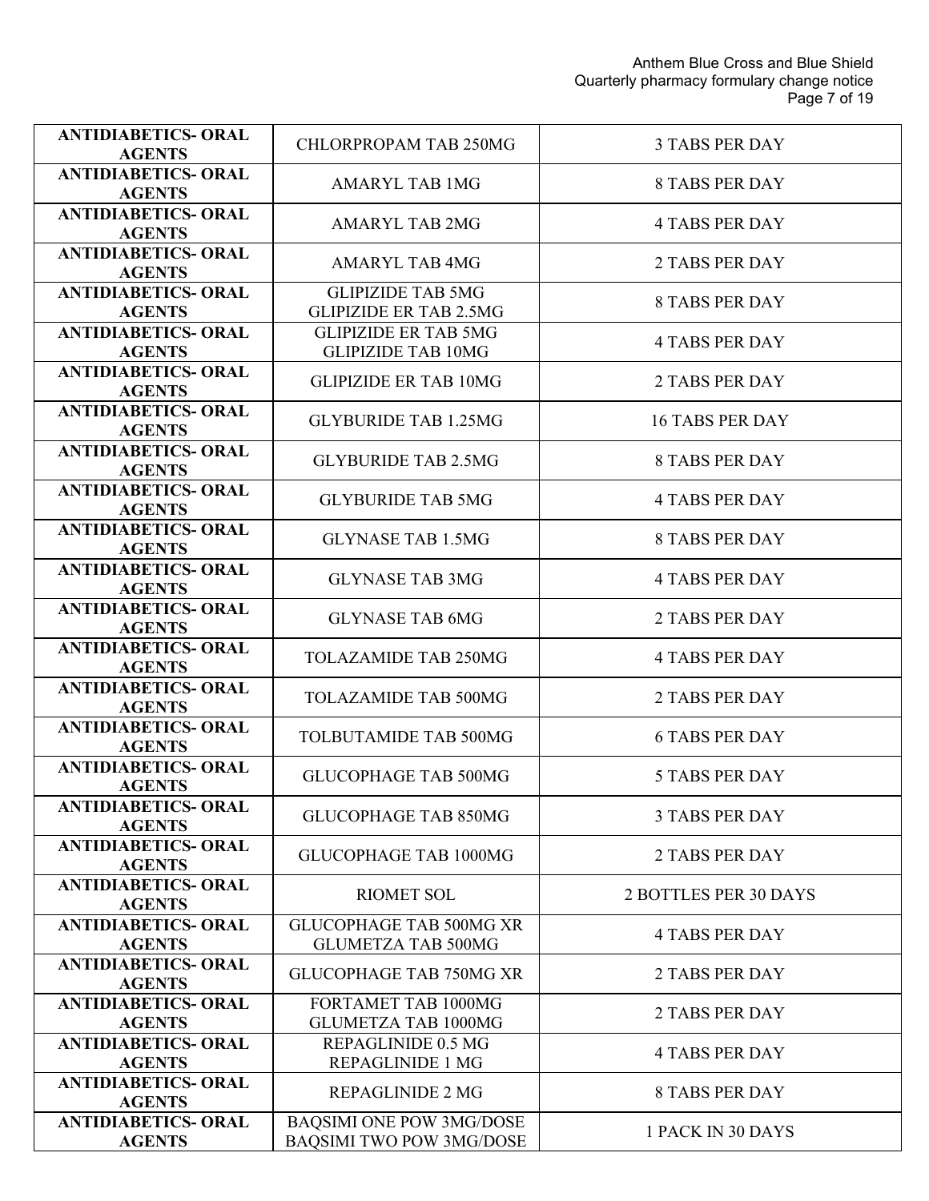| | | |
|---|---|---|
| **ANTIDIABETICS- ORAL AGENTS** | CHLORPROPAM TAB 250MG | 3 TABS PER DAY |
| **ANTIDIABETICS- ORAL AGENTS** | AMARYL TAB 1MG | 8 TABS PER DAY |
| **ANTIDIABETICS- ORAL AGENTS** | AMARYL TAB 2MG | 4 TABS PER DAY |
| **ANTIDIABETICS- ORAL AGENTS** | AMARYL TAB 4MG | 2 TABS PER DAY |
| **ANTIDIABETICS- ORAL AGENTS** | GLIPIZIDE TAB 5MG<br>GLIPIZIDE ER TAB 2.5MG | 8 TABS PER DAY |
| **ANTIDIABETICS- ORAL AGENTS** | GLIPIZIDE ER TAB 5MG<br>GLIPIZIDE TAB 10MG | 4 TABS PER DAY |
| **ANTIDIABETICS- ORAL AGENTS** | GLIPIZIDE ER TAB 10MG | 2 TABS PER DAY |
| **ANTIDIABETICS- ORAL AGENTS** | GLYBURIDE TAB 1.25MG | 16 TABS PER DAY |
| **ANTIDIABETICS- ORAL AGENTS** | GLYBURIDE TAB 2.5MG | 8 TABS PER DAY |
| **ANTIDIABETICS- ORAL AGENTS** | GLYBURIDE TAB 5MG | 4 TABS PER DAY |
| **ANTIDIABETICS- ORAL AGENTS** | GLYNASE TAB 1.5MG | 8 TABS PER DAY |
| **ANTIDIABETICS- ORAL AGENTS** | GLYNASE TAB 3MG | 4 TABS PER DAY |
| **ANTIDIABETICS- ORAL AGENTS** | GLYNASE TAB 6MG | 2 TABS PER DAY |
| **ANTIDIABETICS- ORAL AGENTS** | TOLAZAMIDE TAB 250MG | 4 TABS PER DAY |
| **ANTIDIABETICS- ORAL AGENTS** | TOLAZAMIDE TAB 500MG | 2 TABS PER DAY |
| **ANTIDIABETICS- ORAL AGENTS** | TOLBUTAMIDE TAB 500MG | 6 TABS PER DAY |
| **ANTIDIABETICS- ORAL AGENTS** | GLUCOPHAGE TAB 500MG | 5 TABS PER DAY |
| **ANTIDIABETICS- ORAL AGENTS** | GLUCOPHAGE TAB 850MG | 3 TABS PER DAY |
| **ANTIDIABETICS- ORAL AGENTS** | GLUCOPHAGE TAB 1000MG | 2 TABS PER DAY |
| **ANTIDIABETICS- ORAL AGENTS** | RIOMET SOL | 2 BOTTLES PER 30 DAYS |
| **ANTIDIABETICS- ORAL AGENTS** | GLUCOPHAGE TAB 500MG XR<br>GLUMETZA TAB 500MG | 4 TABS PER DAY |
| **ANTIDIABETICS- ORAL AGENTS** | GLUCOPHAGE TAB 750MG XR | 2 TABS PER DAY |
| **ANTIDIABETICS- ORAL AGENTS** | FORTAMET TAB 1000MG<br>GLUMETZA TAB 1000MG | 2 TABS PER DAY |
| **ANTIDIABETICS- ORAL AGENTS** | REPAGLINIDE 0.5 MG<br>REPAGLINIDE 1 MG | 4 TABS PER DAY |
| **ANTIDIABETICS- ORAL AGENTS** | REPAGLINIDE 2 MG | 8 TABS PER DAY |
| **ANTIDIABETICS- ORAL AGENTS** | BAQSIMI ONE POW 3MG/DOSE<br>BAQSIMI TWO POW 3MG/DOSE | 1 PACK IN 30 DAYS |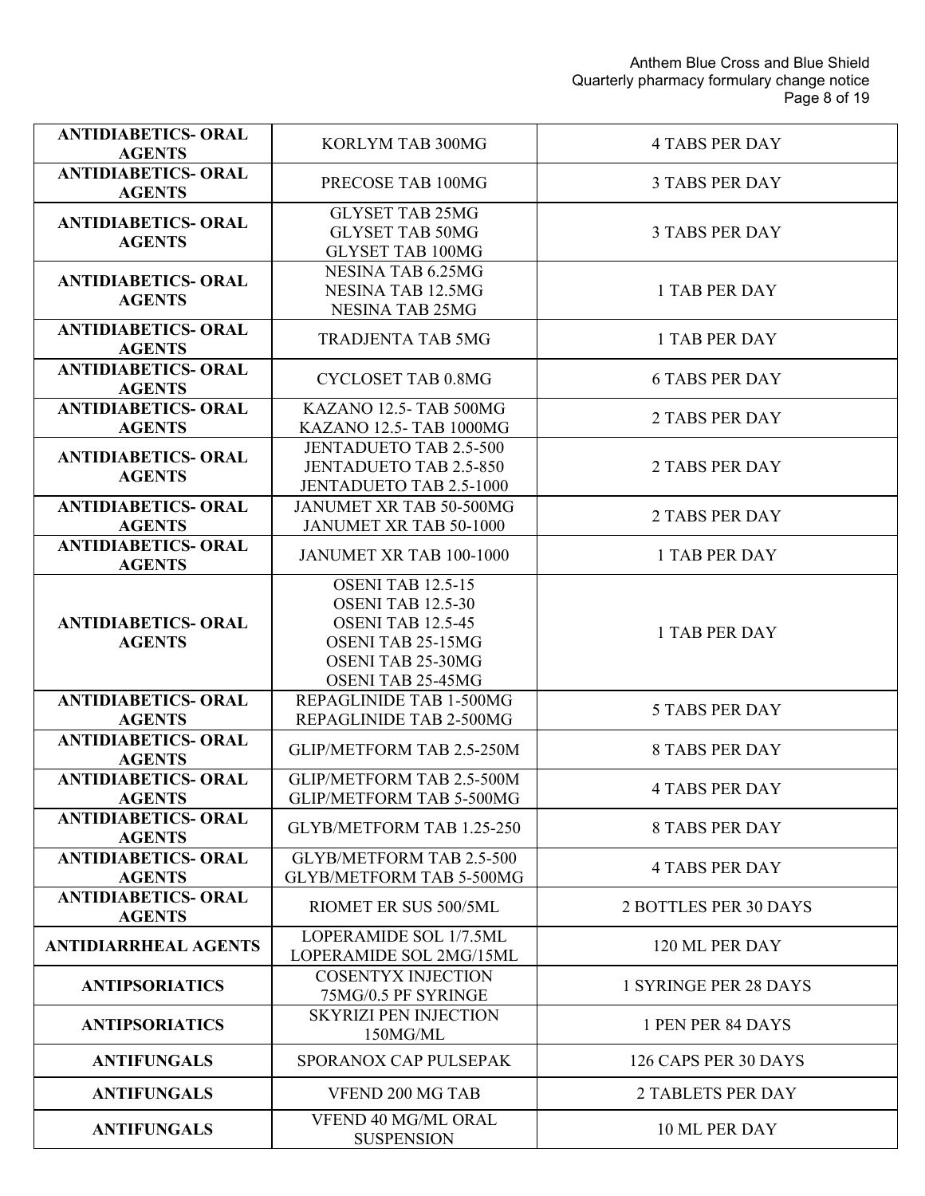| | | |
|---|---|---|
| **ANTIDIABETICS- ORAL AGENTS** | KORLYM TAB 300MG | 4 TABS PER DAY |
| **ANTIDIABETICS- ORAL AGENTS** | PRECOSE TAB 100MG | 3 TABS PER DAY |
| **ANTIDIABETICS- ORAL AGENTS** | GLYSET TAB 25MG<br>GLYSET TAB 50MG<br>GLYSET TAB 100MG | 3 TABS PER DAY |
| **ANTIDIABETICS- ORAL AGENTS** | NESINA TAB 6.25MG<br>NESINA TAB 12.5MG<br>NESINA TAB 25MG | 1 TAB PER DAY |
| **ANTIDIABETICS- ORAL AGENTS** | TRADJENTA TAB 5MG | 1 TAB PER DAY |
| **ANTIDIABETICS- ORAL AGENTS** | CYCLOSET TAB 0.8MG | 6 TABS PER DAY |
| **ANTIDIABETICS- ORAL AGENTS** | KAZANO 12.5- TAB 500MG<br>KAZANO 12.5- TAB 1000MG | 2 TABS PER DAY |
| **ANTIDIABETICS- ORAL AGENTS** | JENTADUETO TAB 2.5-500<br>JENTADUETO TAB 2.5-850<br>JENTADUETO TAB 2.5-1000 | 2 TABS PER DAY |
| **ANTIDIABETICS- ORAL AGENTS** | JANUMET XR TAB 50-500MG<br>JANUMET XR TAB 50-1000 | 2 TABS PER DAY |
| **ANTIDIABETICS- ORAL AGENTS** | JANUMET XR TAB 100-1000 | 1 TAB PER DAY |
| **ANTIDIABETICS- ORAL AGENTS** | OSENI TAB 12.5-15<br>OSENI TAB 12.5-30<br>OSENI TAB 12.5-45<br>OSENI TAB 25-15MG<br>OSENI TAB 25-30MG<br>OSENI TAB 25-45MG | 1 TAB PER DAY |
| **ANTIDIABETICS- ORAL AGENTS** | REPAGLINIDE TAB 1-500MG<br>REPAGLINIDE TAB 2-500MG | 5 TABS PER DAY |
| **ANTIDIABETICS- ORAL AGENTS** | GLIP/METFORM TAB 2.5-250M | 8 TABS PER DAY |
| **ANTIDIABETICS- ORAL AGENTS** | GLIP/METFORM TAB 2.5-500M<br>GLIP/METFORM TAB 5-500MG | 4 TABS PER DAY |
| **ANTIDIABETICS- ORAL AGENTS** | GLYB/METFORM TAB 1.25-250 | 8 TABS PER DAY |
| **ANTIDIABETICS- ORAL AGENTS** | GLYB/METFORM TAB 2.5-500<br>GLYB/METFORM TAB 5-500MG | 4 TABS PER DAY |
| **ANTIDIABETICS- ORAL AGENTS** | RIOMET ER SUS 500/5ML | 2 BOTTLES PER 30 DAYS |
| **ANTIDIARRHEAL AGENTS** | LOPERAMIDE SOL 1/7.5ML<br>LOPERAMIDE SOL 2MG/15ML | 120 ML PER DAY |
| **ANTIPSORIATICS** | COSENTYX INJECTION 75MG/0.5 PF SYRINGE | 1 SYRINGE PER 28 DAYS |
| **ANTIPSORIATICS** | SKYRIZI PEN INJECTION 150MG/ML | 1 PEN PER 84 DAYS |
| **ANTIFUNGALS** | SPORANOX CAP PULSEPAK | 126 CAPS PER 30 DAYS |
| **ANTIFUNGALS** | VFEND 200 MG TAB | 2 TABLETS PER DAY |
| **ANTIFUNGALS** | VFEND 40 MG/ML ORAL SUSPENSION | 10 ML PER DAY |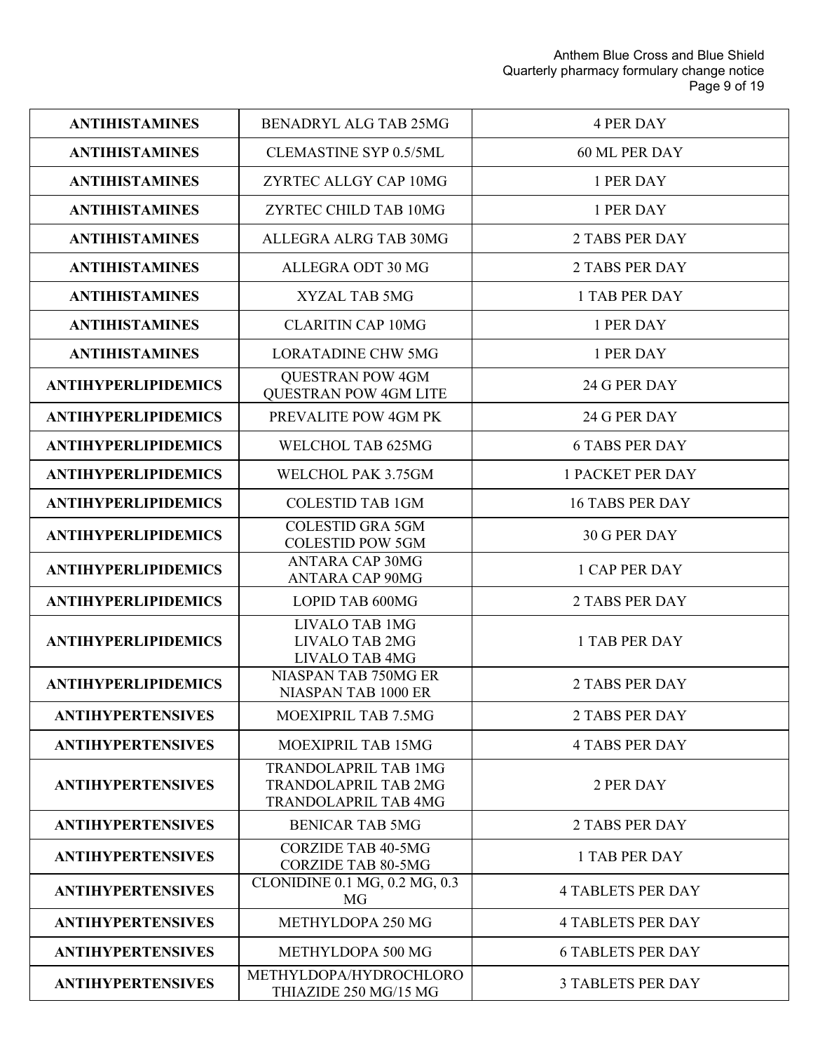| ANTIHISTAMINES | BENADRYL ALG TAB 25MG | 4 PER DAY |
|---|---|---|
| ANTIHISTAMINES | CLEMASTINE SYP 0.5/5ML | 60 ML PER DAY |
| ANTIHISTAMINES | ZYRTEC ALLGY CAP 10MG | 1 PER DAY |
| ANTIHISTAMINES | ZYRTEC CHILD TAB 10MG | 1 PER DAY |
| ANTIHISTAMINES | ALLEGRA ALRG TAB 30MG | 2 TABS PER DAY |
| ANTIHISTAMINES | ALLEGRA ODT 30 MG | 2 TABS PER DAY |
| ANTIHISTAMINES | XYZAL TAB 5MG | 1 TAB PER DAY |
| ANTIHISTAMINES | CLARITIN CAP 10MG | 1 PER DAY |
| ANTIHISTAMINES | LORATADINE CHW 5MG | 1 PER DAY |
| ANTIHYPERLIPIDEMICS | QUESTRAN POW 4GM<br>QUESTRAN POW 4GM LITE | 24 G PER DAY |
| ANTIHYPERLIPIDEMICS | PREVALITE POW 4GM PK | 24 G PER DAY |
| ANTIHYPERLIPIDEMICS | WELCHOL TAB 625MG | 6 TABS PER DAY |
| ANTIHYPERLIPIDEMICS | WELCHOL PAK 3.75GM | 1 PACKET PER DAY |
| ANTIHYPERLIPIDEMICS | COLESTID TAB 1GM | 16 TABS PER DAY |
| ANTIHYPERLIPIDEMICS | COLESTID GRA 5GM<br>COLESTID POW 5GM | 30 G PER DAY |
| ANTIHYPERLIPIDEMICS | ANTARA CAP 30MG<br>ANTARA CAP 90MG | 1 CAP PER DAY |
| ANTIHYPERLIPIDEMICS | LOPID TAB 600MG | 2 TABS PER DAY |
| ANTIHYPERLIPIDEMICS | LIVALO TAB 1MG<br>LIVALO TAB 2MG<br>LIVALO TAB 4MG | 1 TAB PER DAY |
| ANTIHYPERLIPIDEMICS | NIASPAN TAB 750MG ER<br>NIASPAN TAB 1000 ER | 2 TABS PER DAY |
| ANTIHYPERTENSIVES | MOEXIPRIL TAB 7.5MG | 2 TABS PER DAY |
| ANTIHYPERTENSIVES | MOEXIPRIL TAB 15MG | 4 TABS PER DAY |
| ANTIHYPERTENSIVES | TRANDOLAPRIL TAB 1MG<br>TRANDOLAPRIL TAB 2MG<br>TRANDOLAPRIL TAB 4MG | 2 PER DAY |
| ANTIHYPERTENSIVES | BENICAR TAB 5MG | 2 TABS PER DAY |
| ANTIHYPERTENSIVES | CORZIDE TAB 40-5MG<br>CORZIDE TAB 80-5MG | 1 TAB PER DAY |
| ANTIHYPERTENSIVES | CLONIDINE 0.1 MG, 0.2 MG, 0.3 MG | 4 TABLETS PER DAY |
| ANTIHYPERTENSIVES | METHYLDOPA 250 MG | 4 TABLETS PER DAY |
| ANTIHYPERTENSIVES | METHYLDOPA 500 MG | 6 TABLETS PER DAY |
| ANTIHYPERTENSIVES | METHYLDOPA/HYDROCHLOROTHIAZIDE 250 MG/15 MG | 3 TABLETS PER DAY |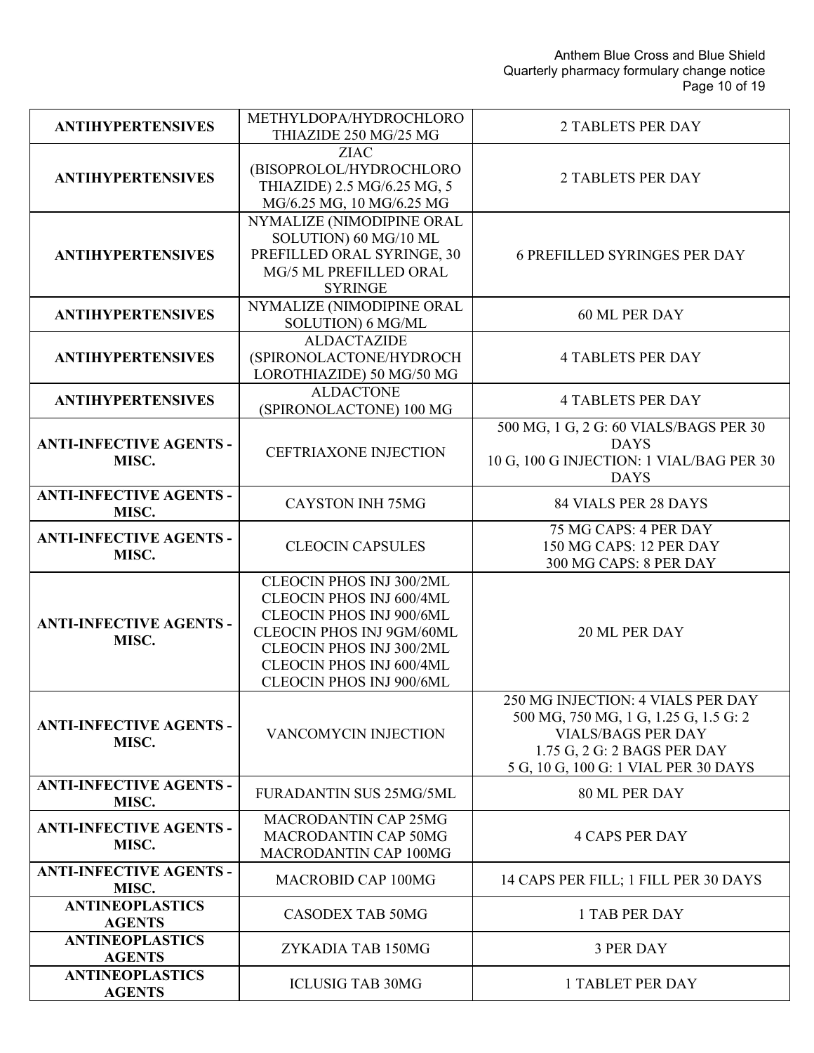| | | |
|---|---|---|
| **ANTIHYPERTENSIVES** | METHYLDOPA/HYDROCHLOROTHIAZIDE 250 MG/25 MG | 2 TABLETS PER DAY |
| **ANTIHYPERTENSIVES** | ZIAC (BISOPROLOL/HYDROCHLOROTHIAZIDE) 2.5 MG/6.25 MG, 5 MG/6.25 MG, 10 MG/6.25 MG | 2 TABLETS PER DAY |
| **ANTIHYPERTENSIVES** | NYMALIZE (NIMODIPINE ORAL SOLUTION) 60 MG/10 ML PREFILLED ORAL SYRINGE, 30 MG/5 ML PREFILLED ORAL SYRINGE | 6 PREFILLED SYRINGES PER DAY |
| **ANTIHYPERTENSIVES** | NYMALIZE (NIMODIPINE ORAL SOLUTION) 6 MG/ML | 60 ML PER DAY |
| **ANTIHYPERTENSIVES** | ALDACTAZIDE (SPIRONOLACTONE/HYDROCHLOROTHIAZIDE) 50 MG/50 MG | 4 TABLETS PER DAY |
| **ANTIHYPERTENSIVES** | ALDACTONE (SPIRONOLACTONE) 100 MG | 4 TABLETS PER DAY |
| **ANTI-INFECTIVE AGENTS - MISC.** | CEFTRIAXONE INJECTION | 500 MG, 1 G, 2 G: 60 VIALS/BAGS PER 30 DAYS<br>10 G, 100 G INJECTION: 1 VIAL/BAG PER 30 DAYS |
| **ANTI-INFECTIVE AGENTS - MISC.** | CAYSTON INH 75MG | 84 VIALS PER 28 DAYS |
| **ANTI-INFECTIVE AGENTS - MISC.** | CLEOCIN CAPSULES | 75 MG CAPS: 4 PER DAY<br>150 MG CAPS: 12 PER DAY<br>300 MG CAPS: 8 PER DAY |
| **ANTI-INFECTIVE AGENTS - MISC.** | CLEOCIN PHOS INJ 300/2ML<br>CLEOCIN PHOS INJ 600/4ML<br>CLEOCIN PHOS INJ 900/6ML<br>CLEOCIN PHOS INJ 9GM/60ML<br>CLEOCIN PHOS INJ 300/2ML<br>CLEOCIN PHOS INJ 600/4ML<br>CLEOCIN PHOS INJ 900/6ML | 20 ML PER DAY |
| **ANTI-INFECTIVE AGENTS - MISC.** | VANCOMYCIN INJECTION | 250 MG INJECTION: 4 VIALS PER DAY<br>500 MG, 750 MG, 1 G, 1.25 G, 1.5 G: 2 VIALS/BAGS PER DAY<br>1.75 G, 2 G: 2 BAGS PER DAY<br>5 G, 10 G, 100 G: 1 VIAL PER 30 DAYS |
| **ANTI-INFECTIVE AGENTS - MISC.** | FURADANTIN SUS 25MG/5ML | 80 ML PER DAY |
| **ANTI-INFECTIVE AGENTS - MISC.** | MACRODANTIN CAP 25MG<br>MACRODANTIN CAP 50MG<br>MACRODANTIN CAP 100MG | 4 CAPS PER DAY |
| **ANTI-INFECTIVE AGENTS - MISC.** | MACROBID CAP 100MG | 14 CAPS PER FILL; 1 FILL PER 30 DAYS |
| **ANTINEOPLASTICS AGENTS** | CASODEX TAB 50MG | 1 TAB PER DAY |
| **ANTINEOPLASTICS AGENTS** | ZYKADIA TAB 150MG | 3 PER DAY |
| **ANTINEOPLASTICS AGENTS** | ICLUSIG TAB 30MG | 1 TABLET PER DAY |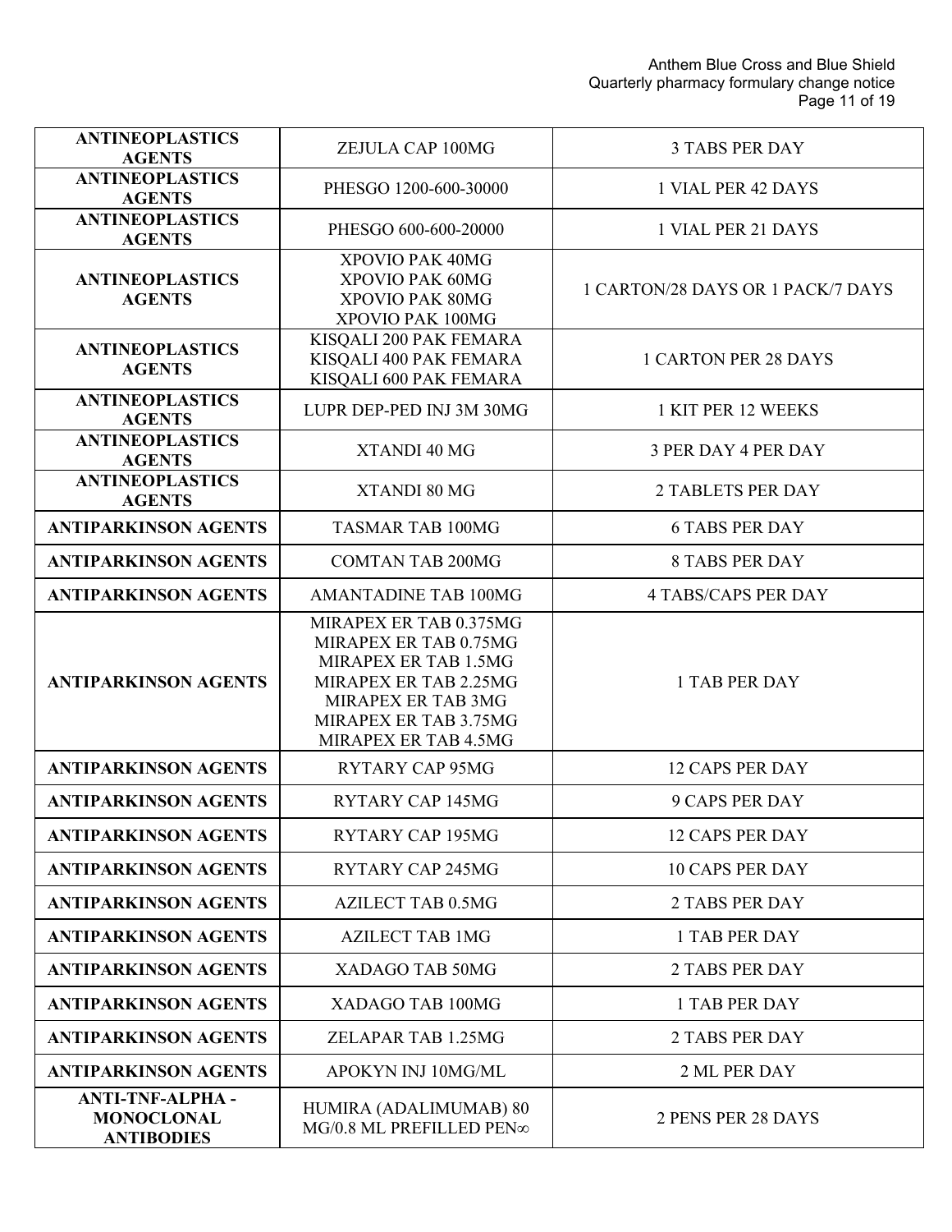| | | |
|---|---|---|
| **ANTINEOPLASTICS AGENTS** | ZEJULA CAP 100MG | 3 TABS PER DAY |
| **ANTINEOPLASTICS AGENTS** | PHESGO 1200-600-30000 | 1 VIAL PER 42 DAYS |
| **ANTINEOPLASTICS AGENTS** | PHESGO 600-600-20000 | 1 VIAL PER 21 DAYS |
| **ANTINEOPLASTICS AGENTS** | XPOVIO PAK 40MG<br>XPOVIO PAK 60MG<br>XPOVIO PAK 80MG<br>XPOVIO PAK 100MG | 1 CARTON/28 DAYS OR 1 PACK/7 DAYS |
| **ANTINEOPLASTICS AGENTS** | KISQALI 200 PAK FEMARA<br>KISQALI 400 PAK FEMARA<br>KISQALI 600 PAK FEMARA | 1 CARTON PER 28 DAYS |
| **ANTINEOPLASTICS AGENTS** | LUPR DEP-PED INJ 3M 30MG | 1 KIT PER 12 WEEKS |
| **ANTINEOPLASTICS AGENTS** | XTANDI 40 MG | 3 PER DAY 4 PER DAY |
| **ANTINEOPLASTICS AGENTS** | XTANDI 80 MG | 2 TABLETS PER DAY |
| **ANTIPARKINSON AGENTS** | TASMAR TAB 100MG | 6 TABS PER DAY |
| **ANTIPARKINSON AGENTS** | COMTAN TAB 200MG | 8 TABS PER DAY |
| **ANTIPARKINSON AGENTS** | AMANTADINE TAB 100MG | 4 TABS/CAPS PER DAY |
| **ANTIPARKINSON AGENTS** | MIRAPEX ER TAB 0.375MG<br>MIRAPEX ER TAB 0.75MG<br>MIRAPEX ER TAB 1.5MG<br>MIRAPEX ER TAB 2.25MG<br>MIRAPEX ER TAB 3MG<br>MIRAPEX ER TAB 3.75MG<br>MIRAPEX ER TAB 4.5MG | 1 TAB PER DAY |
| **ANTIPARKINSON AGENTS** | RYTARY CAP 95MG | 12 CAPS PER DAY |
| **ANTIPARKINSON AGENTS** | RYTARY CAP 145MG | 9 CAPS PER DAY |
| **ANTIPARKINSON AGENTS** | RYTARY CAP 195MG | 12 CAPS PER DAY |
| **ANTIPARKINSON AGENTS** | RYTARY CAP 245MG | 10 CAPS PER DAY |
| **ANTIPARKINSON AGENTS** | AZILECT TAB 0.5MG | 2 TABS PER DAY |
| **ANTIPARKINSON AGENTS** | AZILECT TAB 1MG | 1 TAB PER DAY |
| **ANTIPARKINSON AGENTS** | XADAGO TAB 50MG | 2 TABS PER DAY |
| **ANTIPARKINSON AGENTS** | XADAGO TAB 100MG | 1 TAB PER DAY |
| **ANTIPARKINSON AGENTS** | ZELAPAR TAB 1.25MG | 2 TABS PER DAY |
| **ANTIPARKINSON AGENTS** | APOKYN INJ 10MG/ML | 2 ML PER DAY |
| **ANTI-TNF-ALPHA - MONOCLONAL ANTIBODIES** | HUMIRA (ADALIMUMAB) 80 MG/0.8 ML PREFILLED PEN∞ | 2 PENS PER 28 DAYS |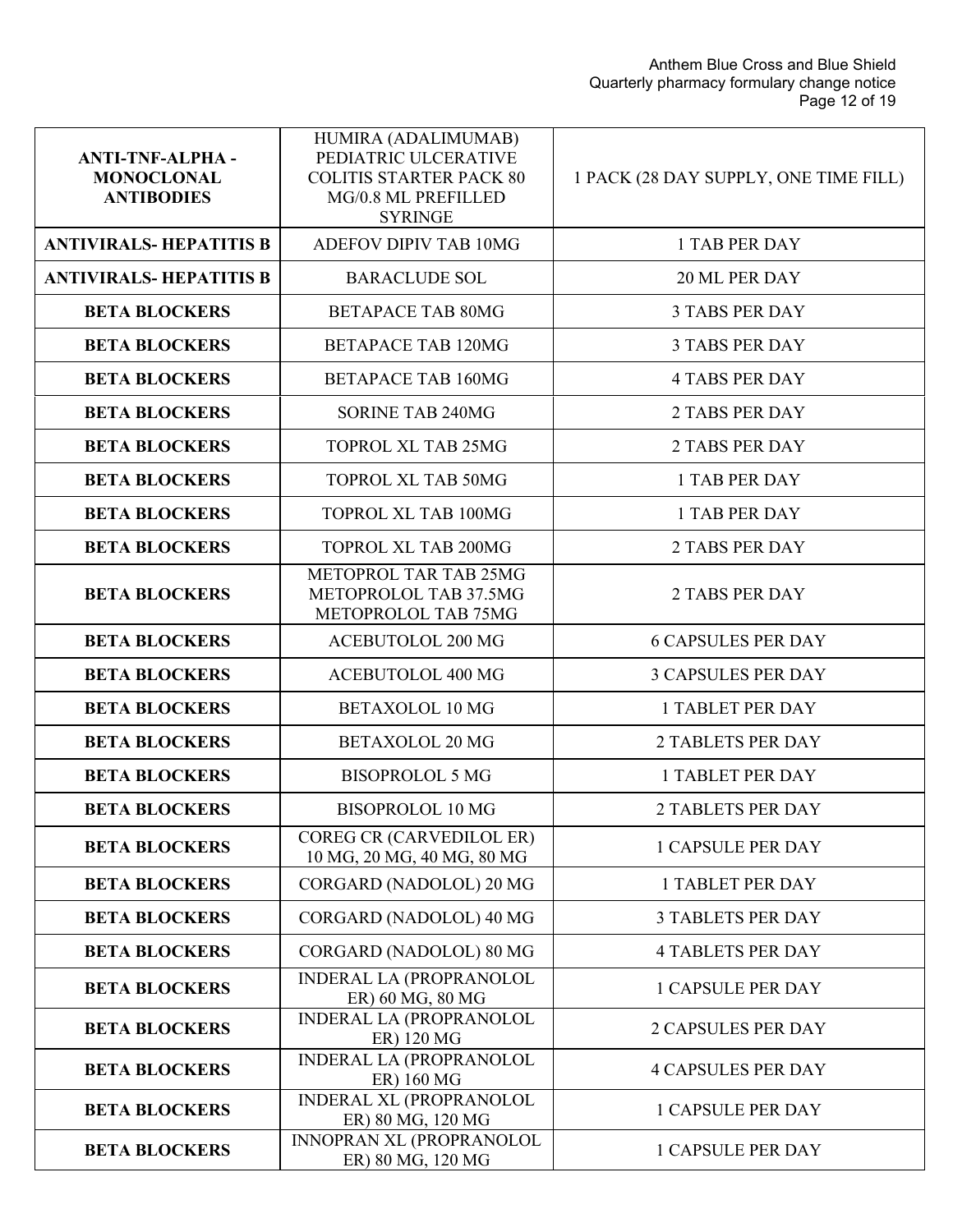| | | |
|---|---|---|
| **ANTI-TNF-ALPHA - MONOCLONAL ANTIBODIES** | HUMIRA (ADALIMUMAB) PEDIATRIC ULCERATIVE COLITIS STARTER PACK 80 MG/0.8 ML PREFILLED SYRINGE | 1 PACK (28 DAY SUPPLY, ONE TIME FILL) |
| **ANTIVIRALS- HEPATITIS B** | ADEFOV DIPIV TAB 10MG | 1 TAB PER DAY |
| **ANTIVIRALS- HEPATITIS B** | BARACLUDE SOL | 20 ML PER DAY |
| **BETA BLOCKERS** | BETAPACE TAB 80MG | 3 TABS PER DAY |
| **BETA BLOCKERS** | BETAPACE TAB 120MG | 3 TABS PER DAY |
| **BETA BLOCKERS** | BETAPACE TAB 160MG | 4 TABS PER DAY |
| **BETA BLOCKERS** | SORINE TAB 240MG | 2 TABS PER DAY |
| **BETA BLOCKERS** | TOPROL XL TAB 25MG | 2 TABS PER DAY |
| **BETA BLOCKERS** | TOPROL XL TAB 50MG | 1 TAB PER DAY |
| **BETA BLOCKERS** | TOPROL XL TAB 100MG | 1 TAB PER DAY |
| **BETA BLOCKERS** | TOPROL XL TAB 200MG | 2 TABS PER DAY |
| **BETA BLOCKERS** | METOPROL TAR TAB 25MG<br>METOPROLOL TAB 37.5MG<br>METOPROLOL TAB 75MG | 2 TABS PER DAY |
| **BETA BLOCKERS** | ACEBUTOLOL 200 MG | 6 CAPSULES PER DAY |
| **BETA BLOCKERS** | ACEBUTOLOL 400 MG | 3 CAPSULES PER DAY |
| **BETA BLOCKERS** | BETAXOLOL 10 MG | 1 TABLET PER DAY |
| **BETA BLOCKERS** | BETAXOLOL 20 MG | 2 TABLETS PER DAY |
| **BETA BLOCKERS** | BISOPROLOL 5 MG | 1 TABLET PER DAY |
| **BETA BLOCKERS** | BISOPROLOL 10 MG | 2 TABLETS PER DAY |
| **BETA BLOCKERS** | COREG CR (CARVEDILOL ER) 10 MG, 20 MG, 40 MG, 80 MG | 1 CAPSULE PER DAY |
| **BETA BLOCKERS** | CORGARD (NADOLOL) 20 MG | 1 TABLET PER DAY |
| **BETA BLOCKERS** | CORGARD (NADOLOL) 40 MG | 3 TABLETS PER DAY |
| **BETA BLOCKERS** | CORGARD (NADOLOL) 80 MG | 4 TABLETS PER DAY |
| **BETA BLOCKERS** | INDERAL LA (PROPRANOLOL ER) 60 MG, 80 MG | 1 CAPSULE PER DAY |
| **BETA BLOCKERS** | INDERAL LA (PROPRANOLOL ER) 120 MG | 2 CAPSULES PER DAY |
| **BETA BLOCKERS** | INDERAL LA (PROPRANOLOL ER) 160 MG | 4 CAPSULES PER DAY |
| **BETA BLOCKERS** | INDERAL XL (PROPRANOLOL ER) 80 MG, 120 MG | 1 CAPSULE PER DAY |
| **BETA BLOCKERS** | INNOPRAN XL (PROPRANOLOL ER) 80 MG, 120 MG | 1 CAPSULE PER DAY |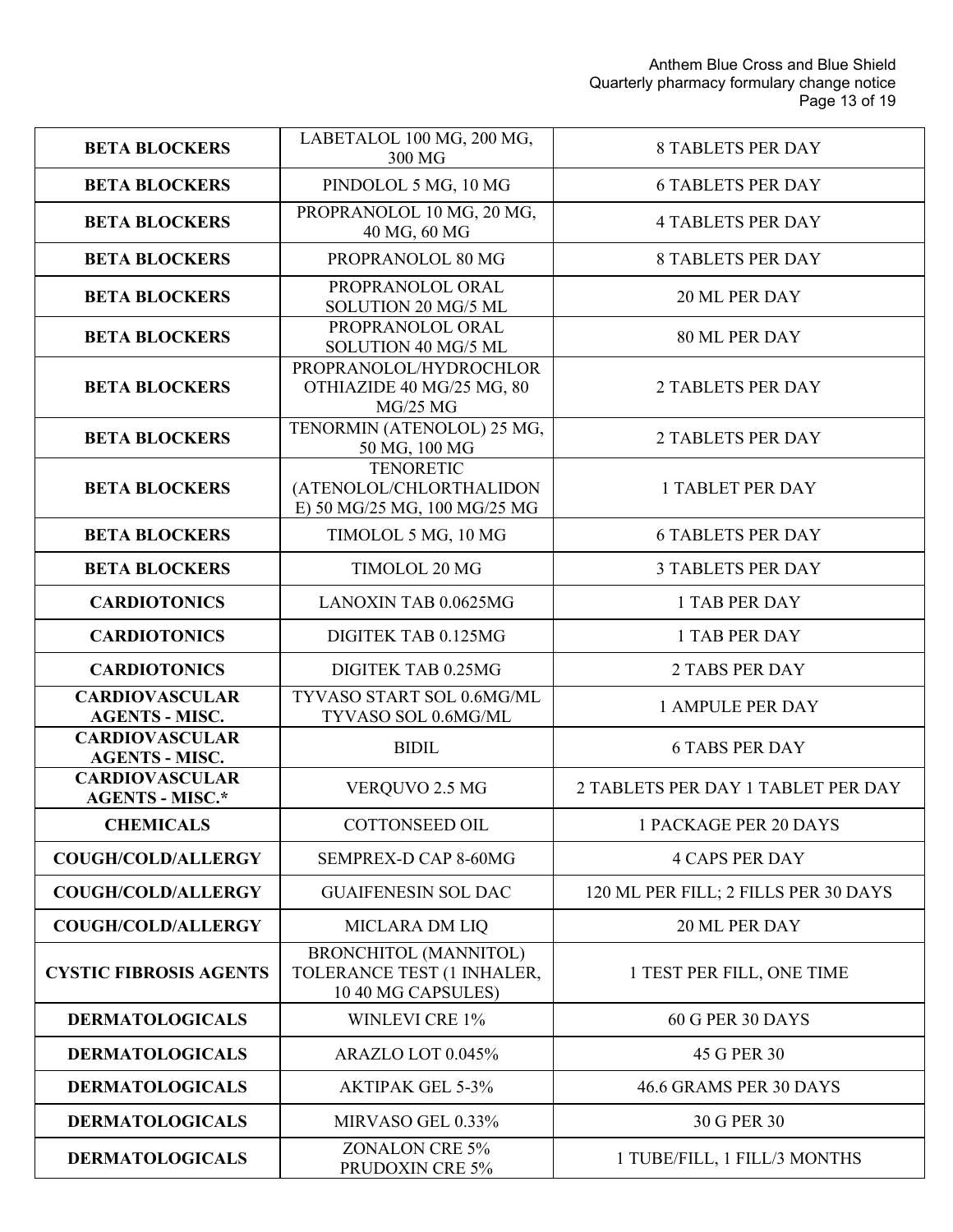| BETA BLOCKERS | LABETALOL 100 MG, 200 MG, 300 MG | 8 TABLETS PER DAY |
|---|---|---|
| BETA BLOCKERS | PINDOLOL 5 MG, 10 MG | 6 TABLETS PER DAY |
| BETA BLOCKERS | PROPRANOLOL 10 MG, 20 MG, 40 MG, 60 MG | 4 TABLETS PER DAY |
| BETA BLOCKERS | PROPRANOLOL 80 MG | 8 TABLETS PER DAY |
| BETA BLOCKERS | PROPRANOLOL ORAL SOLUTION 20 MG/5 ML | 20 ML PER DAY |
| BETA BLOCKERS | PROPRANOLOL ORAL SOLUTION 40 MG/5 ML | 80 ML PER DAY |
| BETA BLOCKERS | PROPRANOLOL/HYDROCHLOROTHIAZIDE 40 MG/25 MG, 80 MG/25 MG | 2 TABLETS PER DAY |
| BETA BLOCKERS | TENORMIN (ATENOLOL) 25 MG, 50 MG, 100 MG | 2 TABLETS PER DAY |
| BETA BLOCKERS | TENORETIC (ATENOLOL/CHLORTHALIDONE) 50 MG/25 MG, 100 MG/25 MG | 1 TABLET PER DAY |
| BETA BLOCKERS | TIMOLOL 5 MG, 10 MG | 6 TABLETS PER DAY |
| BETA BLOCKERS | TIMOLOL 20 MG | 3 TABLETS PER DAY |
| CARDIOTONICS | LANOXIN TAB 0.0625MG | 1 TAB PER DAY |
| CARDIOTONICS | DIGITEK TAB 0.125MG | 1 TAB PER DAY |
| CARDIOTONICS | DIGITEK TAB 0.25MG | 2 TABS PER DAY |
| CARDIOVASCULAR AGENTS - MISC. | TYVASO START SOL 0.6MG/ML TYVASO SOL 0.6MG/ML | 1 AMPULE PER DAY |
| CARDIOVASCULAR AGENTS - MISC. | BIDIL | 6 TABS PER DAY |
| CARDIOVASCULAR AGENTS - MISC.* | VERQUVO 2.5 MG | 2 TABLETS PER DAY 1 TABLET PER DAY |
| CHEMICALS | COTTONSEED OIL | 1 PACKAGE PER 20 DAYS |
| COUGH/COLD/ALLERGY | SEMPREX-D CAP 8-60MG | 4 CAPS PER DAY |
| COUGH/COLD/ALLERGY | GUAIFENESIN SOL DAC | 120 ML PER FILL; 2 FILLS PER 30 DAYS |
| COUGH/COLD/ALLERGY | MICLARA DM LIQ | 20 ML PER DAY |
| CYSTIC FIBROSIS AGENTS | BRONCHITOL (MANNITOL) TOLERANCE TEST (1 INHALER, 10 40 MG CAPSULES) | 1 TEST PER FILL, ONE TIME |
| DERMATOLOGICALS | WINLEVI CRE 1% | 60 G PER 30 DAYS |
| DERMATOLOGICALS | ARAZLO LOT 0.045% | 45 G PER 30 |
| DERMATOLOGICALS | AKTIPAK GEL 5-3% | 46.6 GRAMS PER 30 DAYS |
| DERMATOLOGICALS | MIRVASO GEL 0.33% | 30 G PER 30 |
| DERMATOLOGICALS | ZONALON CRE 5% PRUDOXIN CRE 5% | 1 TUBE/FILL, 1 FILL/3 MONTHS |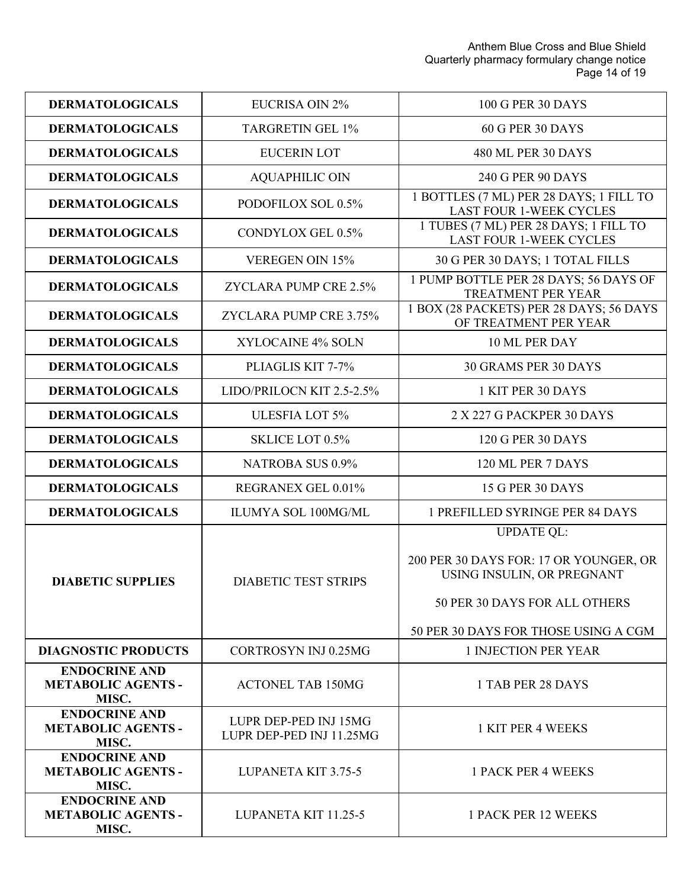| | | |
|---|---|---|
| **DERMATOLOGICALS** | EUCRISA OIN 2% | 100 G PER 30 DAYS |
| **DERMATOLOGICALS** | TARGRETIN GEL 1% | 60 G PER 30 DAYS |
| **DERMATOLOGICALS** | EUCERIN LOT | 480 ML PER 30 DAYS |
| **DERMATOLOGICALS** | AQUAPHILIC OIN | 240 G PER 90 DAYS |
| **DERMATOLOGICALS** | PODOFILOX SOL 0.5% | 1 BOTTLES (7 ML) PER 28 DAYS; 1 FILL TO LAST FOUR 1-WEEK CYCLES |
| **DERMATOLOGICALS** | CONDYLOX GEL 0.5% | 1 TUBES (7 ML) PER 28 DAYS; 1 FILL TO LAST FOUR 1-WEEK CYCLES |
| **DERMATOLOGICALS** | VEREGEN OIN 15% | 30 G PER 30 DAYS; 1 TOTAL FILLS |
| **DERMATOLOGICALS** | ZYCLARA PUMP CRE 2.5% | 1 PUMP BOTTLE PER 28 DAYS; 56 DAYS OF TREATMENT PER YEAR |
| **DERMATOLOGICALS** | ZYCLARA PUMP CRE 3.75% | 1 BOX (28 PACKETS) PER 28 DAYS; 56 DAYS OF TREATMENT PER YEAR |
| **DERMATOLOGICALS** | XYLOCAINE 4% SOLN | 10 ML PER DAY |
| **DERMATOLOGICALS** | PLIAGLIS KIT 7-7% | 30 GRAMS PER 30 DAYS |
| **DERMATOLOGICALS** | LIDO/PRILOCN KIT 2.5-2.5% | 1 KIT PER 30 DAYS |
| **DERMATOLOGICALS** | ULESFIA LOT 5% | 2 X 227 G PACKPER 30 DAYS |
| **DERMATOLOGICALS** | SKLICE LOT 0.5% | 120 G PER 30 DAYS |
| **DERMATOLOGICALS** | NATROBA SUS 0.9% | 120 ML PER 7 DAYS |
| **DERMATOLOGICALS** | REGRANEX GEL 0.01% | 15 G PER 30 DAYS |
| **DERMATOLOGICALS** | ILUMYA SOL 100MG/ML | 1 PREFILLED SYRINGE PER 84 DAYS |
| **DIABETIC SUPPLIES** | DIABETIC TEST STRIPS | UPDATE QL:<br><br>200 PER 30 DAYS FOR: 17 OR YOUNGER, OR USING INSULIN, OR PREGNANT<br><br>50 PER 30 DAYS FOR ALL OTHERS<br><br>50 PER 30 DAYS FOR THOSE USING A CGM |
| **DIAGNOSTIC PRODUCTS** | CORTROSYN INJ 0.25MG | 1 INJECTION PER YEAR |
| **ENDOCRINE AND METABOLIC AGENTS - MISC.** | ACTONEL TAB 150MG | 1 TAB PER 28 DAYS |
| **ENDOCRINE AND METABOLIC AGENTS - MISC.** | LUPR DEP-PED INJ 15MG<br>LUPR DEP-PED INJ 11.25MG | 1 KIT PER 4 WEEKS |
| **ENDOCRINE AND METABOLIC AGENTS - MISC.** | LUPANETA KIT 3.75-5 | 1 PACK PER 4 WEEKS |
| **ENDOCRINE AND METABOLIC AGENTS - MISC.** | LUPANETA KIT 11.25-5 | 1 PACK PER 12 WEEKS |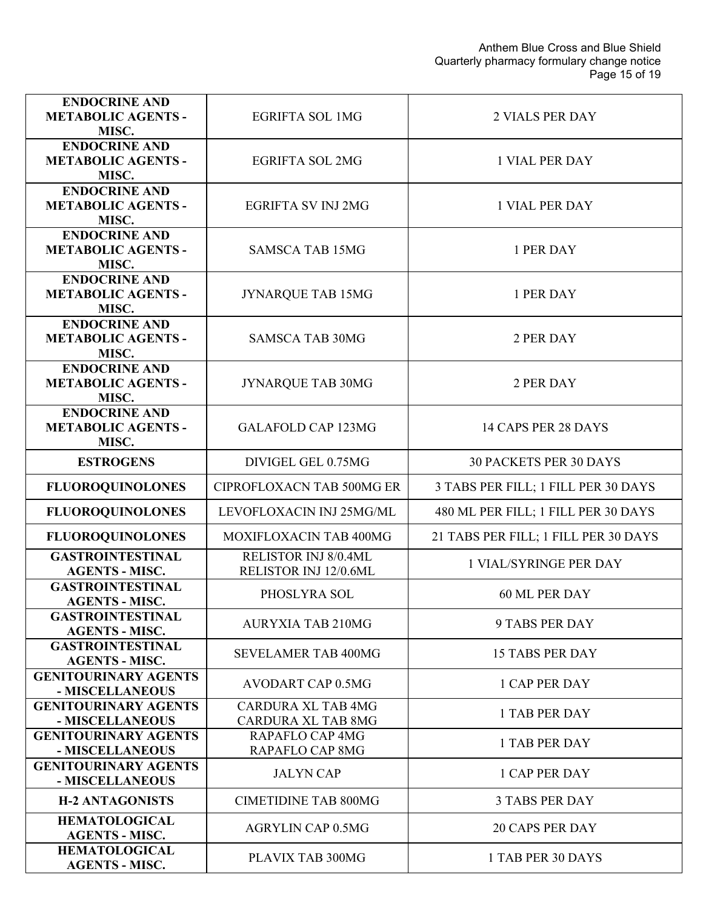| | | |
|---|---|---|
| **ENDOCRINE AND METABOLIC AGENTS - MISC.** | EGRIFTA SOL 1MG | 2 VIALS PER DAY |
| **ENDOCRINE AND METABOLIC AGENTS - MISC.** | EGRIFTA SOL 2MG | 1 VIAL PER DAY |
| **ENDOCRINE AND METABOLIC AGENTS - MISC.** | EGRIFTA SV INJ 2MG | 1 VIAL PER DAY |
| **ENDOCRINE AND METABOLIC AGENTS - MISC.** | SAMSCA TAB 15MG | 1 PER DAY |
| **ENDOCRINE AND METABOLIC AGENTS - MISC.** | JYNARQUE TAB 15MG | 1 PER DAY |
| **ENDOCRINE AND METABOLIC AGENTS - MISC.** | SAMSCA TAB 30MG | 2 PER DAY |
| **ENDOCRINE AND METABOLIC AGENTS - MISC.** | JYNARQUE TAB 30MG | 2 PER DAY |
| **ENDOCRINE AND METABOLIC AGENTS - MISC.** | GALAFOLD CAP 123MG | 14 CAPS PER 28 DAYS |
| **ESTROGENS** | DIVIGEL GEL 0.75MG | 30 PACKETS PER 30 DAYS |
| **FLUOROQUINOLONES** | CIPROFLOXACN TAB 500MG ER | 3 TABS PER FILL; 1 FILL PER 30 DAYS |
| **FLUOROQUINOLONES** | LEVOFLOXACIN INJ 25MG/ML | 480 ML PER FILL; 1 FILL PER 30 DAYS |
| **FLUOROQUINOLONES** | MOXIFLOXACIN TAB 400MG | 21 TABS PER FILL; 1 FILL PER 30 DAYS |
| **GASTROINTESTINAL AGENTS - MISC.** | RELISTOR INJ 8/0.4ML<br>RELISTOR INJ 12/0.6ML | 1 VIAL/SYRINGE PER DAY |
| **GASTROINTESTINAL AGENTS - MISC.** | PHOSLYRA SOL | 60 ML PER DAY |
| **GASTROINTESTINAL AGENTS - MISC.** | AURYXIA TAB 210MG | 9 TABS PER DAY |
| **GASTROINTESTINAL AGENTS - MISC.** | SEVELAMER TAB 400MG | 15 TABS PER DAY |
| **GENITOURINARY AGENTS - MISCELLANEOUS** | AVODART CAP 0.5MG | 1 CAP PER DAY |
| **GENITOURINARY AGENTS - MISCELLANEOUS** | CARDURA XL TAB 4MG<br>CARDURA XL TAB 8MG | 1 TAB PER DAY |
| **GENITOURINARY AGENTS - MISCELLANEOUS** | RAPAFLO CAP 4MG<br>RAPAFLO CAP 8MG | 1 TAB PER DAY |
| **GENITOURINARY AGENTS - MISCELLANEOUS** | JALYN CAP | 1 CAP PER DAY |
| **H-2 ANTAGONISTS** | CIMETIDINE TAB 800MG | 3 TABS PER DAY |
| **HEMATOLOGICAL AGENTS - MISC.** | AGRYLIN CAP 0.5MG | 20 CAPS PER DAY |
| **HEMATOLOGICAL AGENTS - MISC.** | PLAVIX TAB 300MG | 1 TAB PER 30 DAYS |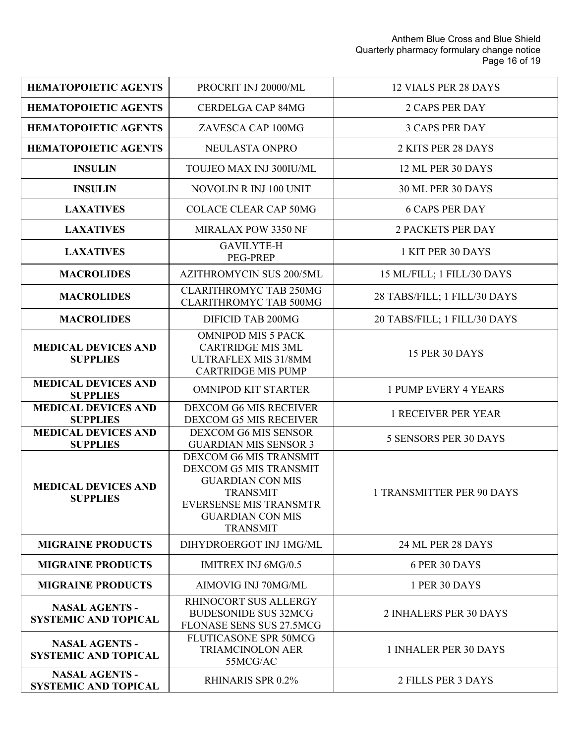| HEMATOPOIETIC AGENTS | PROCRIT INJ 20000/ML | 12 VIALS PER 28 DAYS |
|---|---|---|
| HEMATOPOIETIC AGENTS | CERDELGA CAP 84MG | 2 CAPS PER DAY |
| HEMATOPOIETIC AGENTS | ZAVESCA CAP 100MG | 3 CAPS PER DAY |
| HEMATOPOIETIC AGENTS | NEULASTA ONPRO | 2 KITS PER 28 DAYS |
| INSULIN | TOUJEO MAX INJ 300IU/ML | 12 ML PER 30 DAYS |
| INSULIN | NOVOLIN R INJ 100 UNIT | 30 ML PER 30 DAYS |
| LAXATIVES | COLACE CLEAR CAP 50MG | 6 CAPS PER DAY |
| LAXATIVES | MIRALAX POW 3350 NF | 2 PACKETS PER DAY |
| LAXATIVES | GAVILYTE-H<br>PEG-PREP | 1 KIT PER 30 DAYS |
| MACROLIDES | AZITHROMYCIN SUS 200/5ML | 15 ML/FILL; 1 FILL/30 DAYS |
| MACROLIDES | CLARITHROMYC TAB 250MG<br>CLARITHROMYC TAB 500MG | 28 TABS/FILL; 1 FILL/30 DAYS |
| MACROLIDES | DIFICID TAB 200MG | 20 TABS/FILL; 1 FILL/30 DAYS |
| MEDICAL DEVICES AND SUPPLIES | OMNIPOD MIS 5 PACK<br>CARTRIDGE MIS 3ML<br>ULTRAFLEX MIS 31/8MM<br>CARTRIDGE MIS PUMP | 15 PER 30 DAYS |
| MEDICAL DEVICES AND SUPPLIES | OMNIPOD KIT STARTER | 1 PUMP EVERY 4 YEARS |
| MEDICAL DEVICES AND SUPPLIES | DEXCOM G6 MIS RECEIVER<br>DEXCOM G5 MIS RECEIVER | 1 RECEIVER PER YEAR |
| MEDICAL DEVICES AND SUPPLIES | DEXCOM G6 MIS SENSOR<br>GUARDIAN MIS SENSOR 3 | 5 SENSORS PER 30 DAYS |
| MEDICAL DEVICES AND SUPPLIES | DEXCOM G6 MIS TRANSMIT<br>DEXCOM G5 MIS TRANSMIT<br>GUARDIAN CON MIS TRANSMIT<br>EVERSENSE MIS TRANSMTR<br>GUARDIAN CON MIS TRANSMIT | 1 TRANSMITTER PER 90 DAYS |
| MIGRAINE PRODUCTS | DIHYDROERGOT INJ 1MG/ML | 24 ML PER 28 DAYS |
| MIGRAINE PRODUCTS | IMITREX INJ 6MG/0.5 | 6 PER 30 DAYS |
| MIGRAINE PRODUCTS | AIMOVIG INJ 70MG/ML | 1 PER 30 DAYS |
| NASAL AGENTS - SYSTEMIC AND TOPICAL | RHINOCORT SUS ALLERGY<br>BUDESONIDE SUS 32MCG<br>FLONASE SENS SUS 27.5MCG | 2 INHALERS PER 30 DAYS |
| NASAL AGENTS - SYSTEMIC AND TOPICAL | FLUTICASONE SPR 50MCG<br>TRIAMCINOLON AER 55MCG/AC | 1 INHALER PER 30 DAYS |
| NASAL AGENTS - SYSTEMIC AND TOPICAL | RHINARIS SPR 0.2% | 2 FILLS PER 3 DAYS |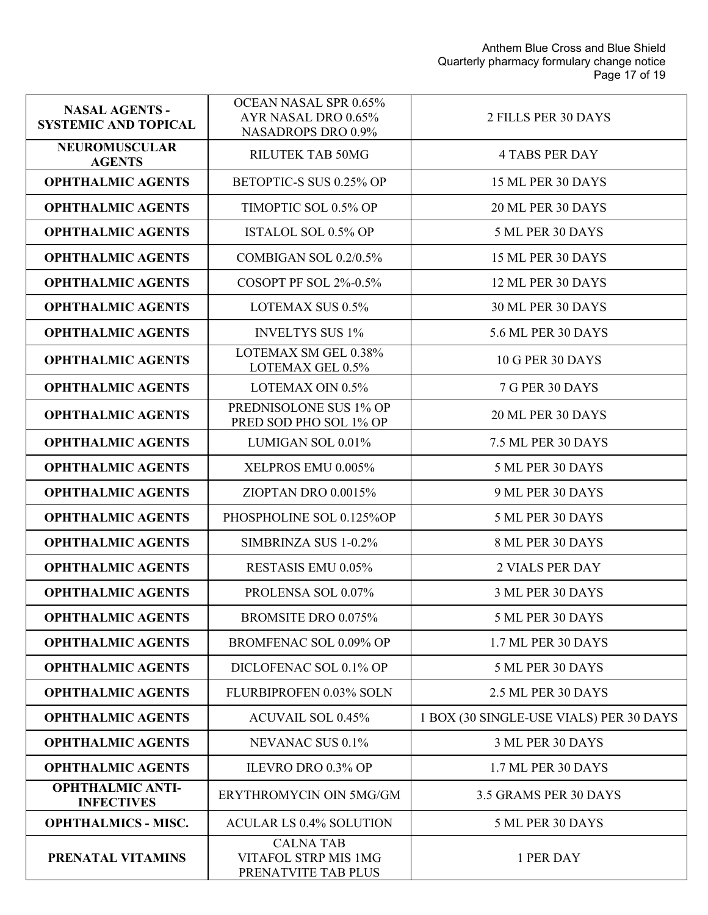| | | |
|---|---|---|
| **NASAL AGENTS - SYSTEMIC AND TOPICAL** | OCEAN NASAL SPR 0.65%<br>AYR NASAL DRO 0.65%<br>NASADROPS DRO 0.9% | 2 FILLS PER 30 DAYS |
| **NEUROMUSCULAR AGENTS** | RILUTEK TAB 50MG | 4 TABS PER DAY |
| **OPHTHALMIC AGENTS** | BETOPTIC-S SUS 0.25% OP | 15 ML PER 30 DAYS |
| **OPHTHALMIC AGENTS** | TIMOPTIC SOL 0.5% OP | 20 ML PER 30 DAYS |
| **OPHTHALMIC AGENTS** | ISTALOL SOL 0.5% OP | 5 ML PER 30 DAYS |
| **OPHTHALMIC AGENTS** | COMBIGAN SOL 0.2/0.5% | 15 ML PER 30 DAYS |
| **OPHTHALMIC AGENTS** | COSOPT PF SOL 2%-0.5% | 12 ML PER 30 DAYS |
| **OPHTHALMIC AGENTS** | LOTEMAX SUS 0.5% | 30 ML PER 30 DAYS |
| **OPHTHALMIC AGENTS** | INVELTYS SUS 1% | 5.6 ML PER 30 DAYS |
| **OPHTHALMIC AGENTS** | LOTEMAX SM GEL 0.38%<br>LOTEMAX GEL 0.5% | 10 G PER 30 DAYS |
| **OPHTHALMIC AGENTS** | LOTEMAX OIN 0.5% | 7 G PER 30 DAYS |
| **OPHTHALMIC AGENTS** | PREDNISOLONE SUS 1% OP<br>PRED SOD PHO SOL 1% OP | 20 ML PER 30 DAYS |
| **OPHTHALMIC AGENTS** | LUMIGAN SOL 0.01% | 7.5 ML PER 30 DAYS |
| **OPHTHALMIC AGENTS** | XELPROS EMU 0.005% | 5 ML PER 30 DAYS |
| **OPHTHALMIC AGENTS** | ZIOPTAN DRO 0.0015% | 9 ML PER 30 DAYS |
| **OPHTHALMIC AGENTS** | PHOSPHOLINE SOL 0.125%OP | 5 ML PER 30 DAYS |
| **OPHTHALMIC AGENTS** | SIMBRINZA SUS 1-0.2% | 8 ML PER 30 DAYS |
| **OPHTHALMIC AGENTS** | RESTASIS EMU 0.05% | 2 VIALS PER DAY |
| **OPHTHALMIC AGENTS** | PROLENSA SOL 0.07% | 3 ML PER 30 DAYS |
| **OPHTHALMIC AGENTS** | BROMSITE DRO 0.075% | 5 ML PER 30 DAYS |
| **OPHTHALMIC AGENTS** | BROMFENAC SOL 0.09% OP | 1.7 ML PER 30 DAYS |
| **OPHTHALMIC AGENTS** | DICLOFENAC SOL 0.1% OP | 5 ML PER 30 DAYS |
| **OPHTHALMIC AGENTS** | FLURBIPROFEN 0.03% SOLN | 2.5 ML PER 30 DAYS |
| **OPHTHALMIC AGENTS** | ACUVAIL SOL 0.45% | 1 BOX (30 SINGLE-USE VIALS) PER 30 DAYS |
| **OPHTHALMIC AGENTS** | NEVANAC SUS 0.1% | 3 ML PER 30 DAYS |
| **OPHTHALMIC AGENTS** | ILEVRO DRO 0.3% OP | 1.7 ML PER 30 DAYS |
| **OPHTHALMIC ANTI-INFECTIVES** | ERYTHROMYCIN OIN 5MG/GM | 3.5 GRAMS PER 30 DAYS |
| **OPHTHALMICS - MISC.** | ACULAR LS 0.4% SOLUTION | 5 ML PER 30 DAYS |
| **PRENATAL VITAMINS** | CALNA TAB<br>VITAFOL STRP MIS 1MG<br>PRENATVITE TAB PLUS | 1 PER DAY |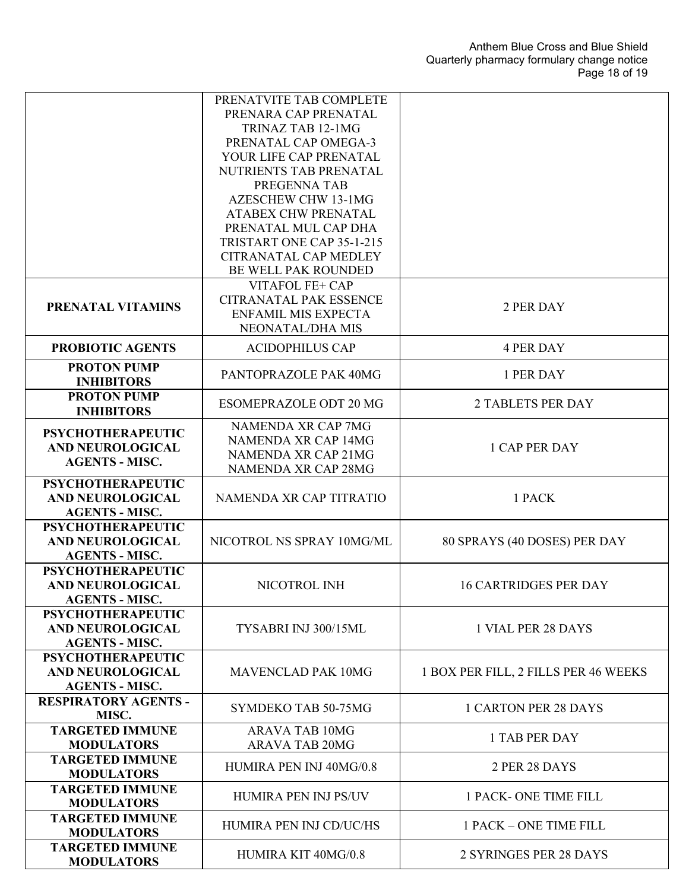| | | |
|---|---|---|
| | PRENATVITE TAB COMPLETE<br>PRENARA CAP PRENATAL<br>TRINAZ TAB 12-1MG<br>PRENATAL CAP OMEGA-3<br>YOUR LIFE CAP PRENATAL<br>NUTRIENTS TAB PRENATAL<br>PREGENNA TAB<br>AZESCHEW CHW 13-1MG<br>ATABEX CHW PRENATAL<br>PRENATAL MUL CAP DHA<br>TRISTART ONE CAP 35-1-215<br>CITRANATAL CAP MEDLEY<br>BE WELL PAK ROUNDED | |
| **PRENATAL VITAMINS** | VITAFOL FE+ CAP<br>CITRANATAL PAK ESSENCE<br>ENFAMIL MIS EXPECTA<br>NEONATAL/DHA MIS | 2 PER DAY |
| **PROBIOTIC AGENTS** | ACIDOPHILUS CAP | 4 PER DAY |
| **PROTON PUMP INHIBITORS** | PANTOPRAZOLE PAK 40MG | 1 PER DAY |
| **PROTON PUMP INHIBITORS** | ESOMEPRAZOLE ODT 20 MG | 2 TABLETS PER DAY |
| **PSYCHOTHERAPEUTIC AND NEUROLOGICAL AGENTS - MISC.** | NAMENDA XR CAP 7MG<br>NAMENDA XR CAP 14MG<br>NAMENDA XR CAP 21MG<br>NAMENDA XR CAP 28MG | 1 CAP PER DAY |
| **PSYCHOTHERAPEUTIC AND NEUROLOGICAL AGENTS - MISC.** | NAMENDA XR CAP TITRATIO | 1 PACK |
| **PSYCHOTHERAPEUTIC AND NEUROLOGICAL AGENTS - MISC.** | NICOTROL NS SPRAY 10MG/ML | 80 SPRAYS (40 DOSES) PER DAY |
| **PSYCHOTHERAPEUTIC AND NEUROLOGICAL AGENTS - MISC.** | NICOTROL INH | 16 CARTRIDGES PER DAY |
| **PSYCHOTHERAPEUTIC AND NEUROLOGICAL AGENTS - MISC.** | TYSABRI INJ 300/15ML | 1 VIAL PER 28 DAYS |
| **PSYCHOTHERAPEUTIC AND NEUROLOGICAL AGENTS - MISC.** | MAVENCLAD PAK 10MG | 1 BOX PER FILL, 2 FILLS PER 46 WEEKS |
| **RESPIRATORY AGENTS - MISC.** | SYMDEKO TAB 50-75MG | 1 CARTON PER 28 DAYS |
| **TARGETED IMMUNE MODULATORS** | ARAVA TAB 10MG<br>ARAVA TAB 20MG | 1 TAB PER DAY |
| **TARGETED IMMUNE MODULATORS** | HUMIRA PEN INJ 40MG/0.8 | 2 PER 28 DAYS |
| **TARGETED IMMUNE MODULATORS** | HUMIRA PEN INJ PS/UV | 1 PACK- ONE TIME FILL |
| **TARGETED IMMUNE MODULATORS** | HUMIRA PEN INJ CD/UC/HS | 1 PACK – ONE TIME FILL |
| **TARGETED IMMUNE MODULATORS** | HUMIRA KIT 40MG/0.8 | 2 SYRINGES PER 28 DAYS |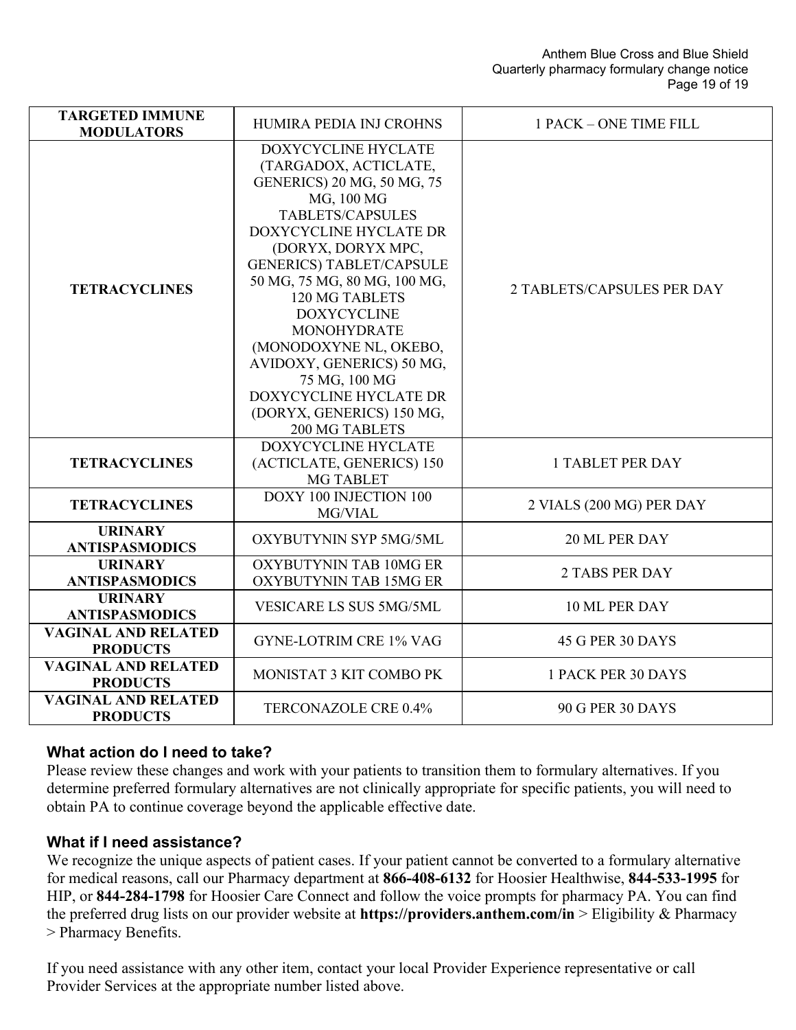| | | |
|---|---|---|
| **TARGETED IMMUNE MODULATORS** | HUMIRA PEDIA INJ CROHNS | 1 PACK – ONE TIME FILL |
| **TETRACYCLINES** | DOXYCYCLINE HYCLATE (TARGADOX, ACTICLATE, GENERICS) 20 MG, 50 MG, 75 MG, 100 MG TABLETS/CAPSULES DOXYCYCLINE HYCLATE DR (DORYX, DORYX MPC, GENERICS) TABLET/CAPSULE 50 MG, 75 MG, 80 MG, 100 MG, 120 MG TABLETS DOXYCYCLINE MONOHYDRATE (MONODOXYNE NL, OKEBO, AVIDOXY, GENERICS) 50 MG, 75 MG, 100 MG DOXYCYCLINE HYCLATE DR (DORYX, GENERICS) 150 MG, 200 MG TABLETS | 2 TABLETS/CAPSULES PER DAY |
| **TETRACYCLINES** | DOXYCYCLINE HYCLATE (ACTICLATE, GENERICS) 150 MG TABLET | 1 TABLET PER DAY |
| **TETRACYCLINES** | DOXY 100 INJECTION 100 MG/VIAL | 2 VIALS (200 MG) PER DAY |
| **URINARY ANTISPASMODICS** | OXYBUTYNIN SYP 5MG/5ML | 20 ML PER DAY |
| **URINARY ANTISPASMODICS** | OXYBUTYNIN TAB 10MG ER OXYBUTYNIN TAB 15MG ER | 2 TABS PER DAY |
| **URINARY ANTISPASMODICS** | VESICARE LS SUS 5MG/5ML | 10 ML PER DAY |
| **VAGINAL AND RELATED PRODUCTS** | GYNE-LOTRIM CRE 1% VAG | 45 G PER 30 DAYS |
| **VAGINAL AND RELATED PRODUCTS** | MONISTAT 3 KIT COMBO PK | 1 PACK PER 30 DAYS |
| **VAGINAL AND RELATED PRODUCTS** | TERCONAZOLE CRE 0.4% | 90 G PER 30 DAYS |

### What action do I need to take?

Please review these changes and work with your patients to transition them to formulary alternatives. If you determine preferred formulary alternatives are not clinically appropriate for specific patients, you will need to obtain PA to continue coverage beyond the applicable effective date.

### What if I need assistance?

We recognize the unique aspects of patient cases. If your patient cannot be converted to a formulary alternative for medical reasons, call our Pharmacy department at **866-408-6132** for Hoosier Healthwise, **844-533-1995** for HIP, or **844-284-1798** for Hoosier Care Connect and follow the voice prompts for pharmacy PA. You can find the preferred drug lists on our provider website at **https://providers.anthem.com/in** > Eligibility & Pharmacy > Pharmacy Benefits.

If you need assistance with any other item, contact your local Provider Experience representative or call Provider Services at the appropriate number listed above.